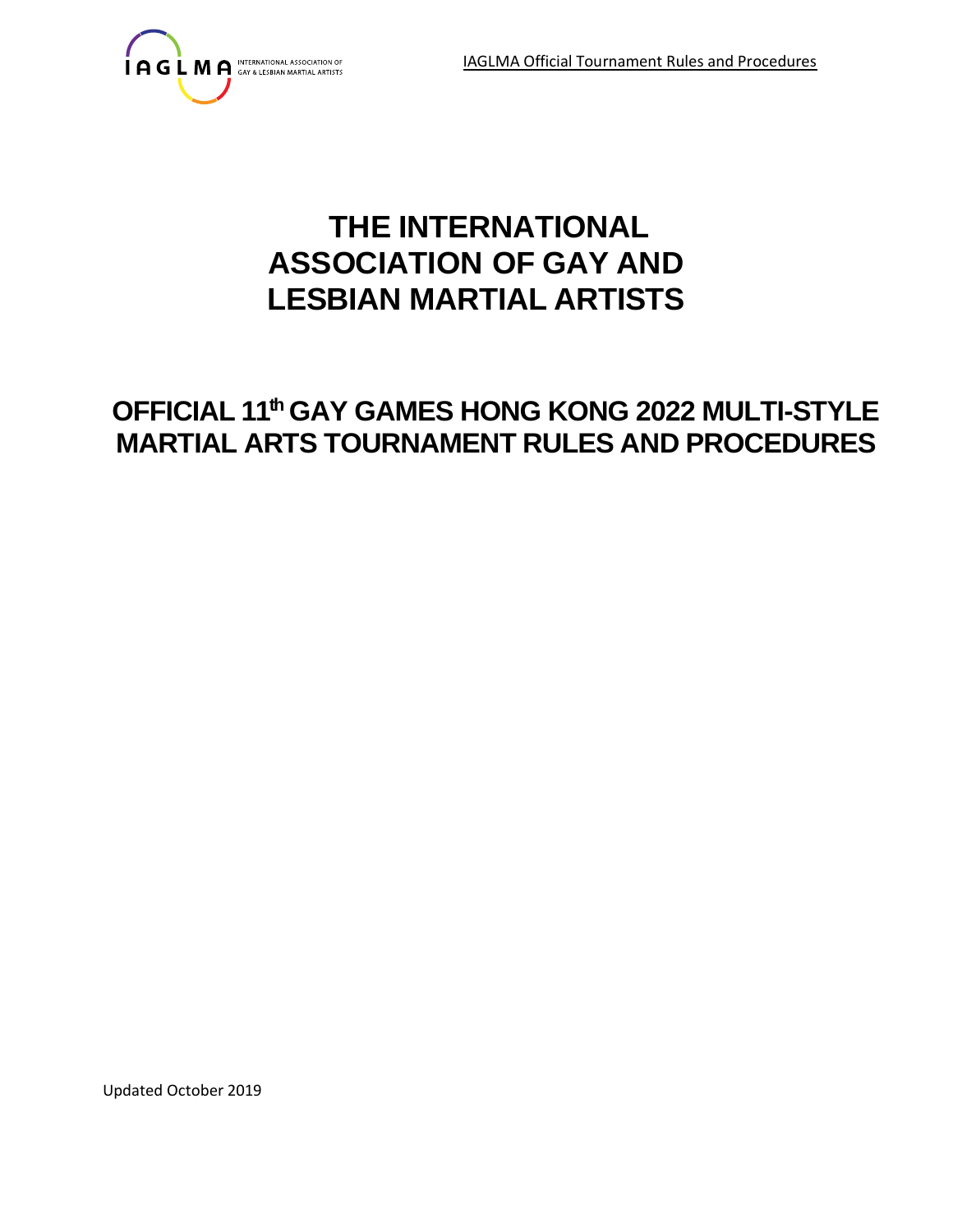# THE INTERNATIONAL ASSOCIATION OF GAY AND LESBIAN MARTIAL ARTISTS

## OFFICIAL 11th GAY GAMES HONG KONG 2022 MULTI-STYLE MARTIAL ARTS TOURNAMENT RULES AND PROCEDURES

Updated October 2019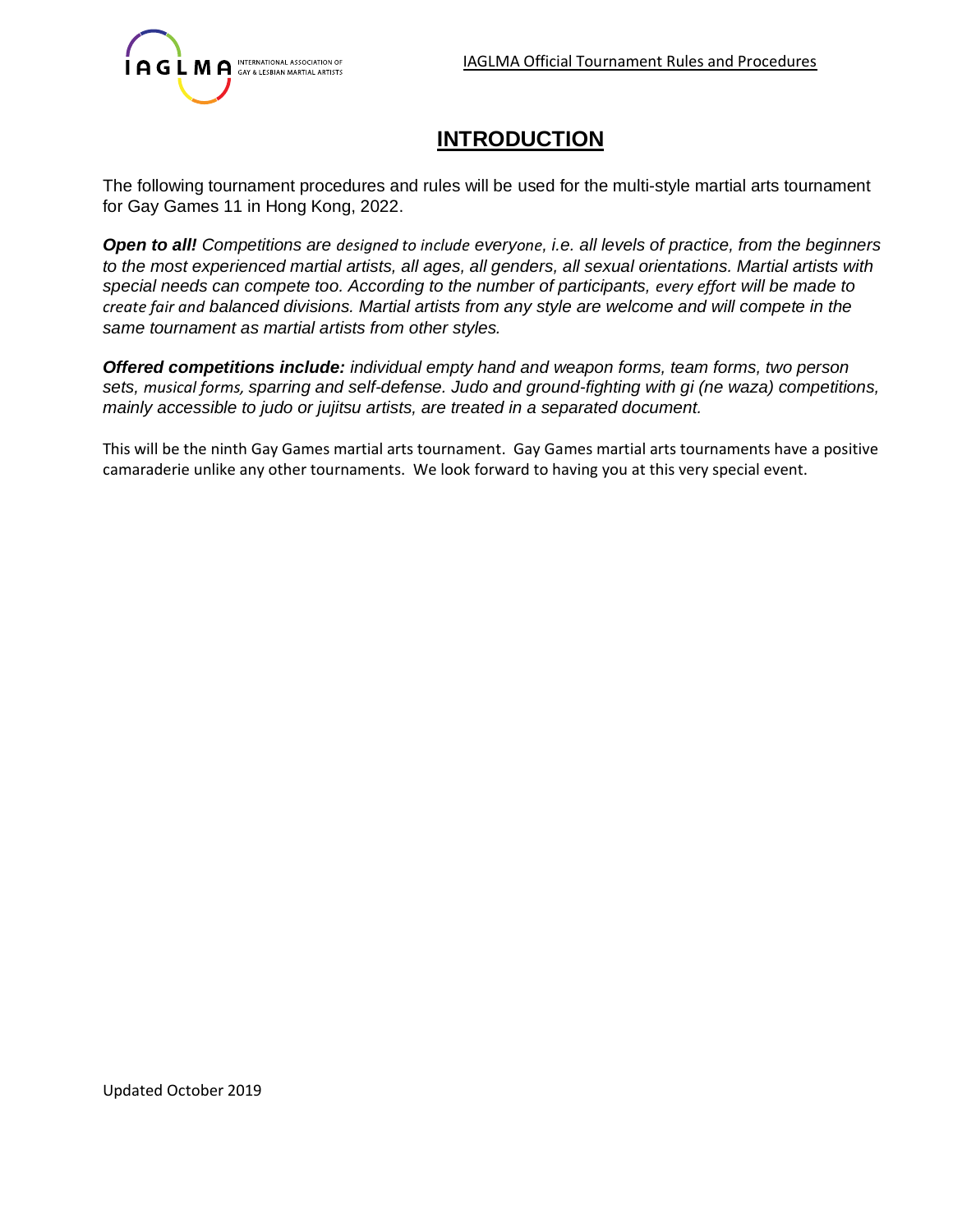# INTRODUCTION

The following tournament procedures and rules will be used for the multi-style martial arts tournament for Gay Games 11 in Hong Kong, 2022.

***Open to all!*** *Competitions are designed to include everyone, i.e. all levels of practice, from the beginners to the most experienced martial artists, all ages, all genders, all sexual orientations. Martial artists with special needs can compete too. According to the number of participants, every effort will be made to create fair and balanced divisions. Martial artists from any style are welcome and will compete in the same tournament as martial artists from other styles.*

***Offered competitions include:*** *individual empty hand and weapon forms, team forms, two person sets, musical forms, sparring and self-defense. Judo and ground-fighting with gi (ne waza) competitions, mainly accessible to judo or jujitsu artists, are treated in a separated document.*

This will be the ninth Gay Games martial arts tournament. Gay Games martial arts tournaments have a positive camaraderie unlike any other tournaments. We look forward to having you at this very special event.

Updated October 2019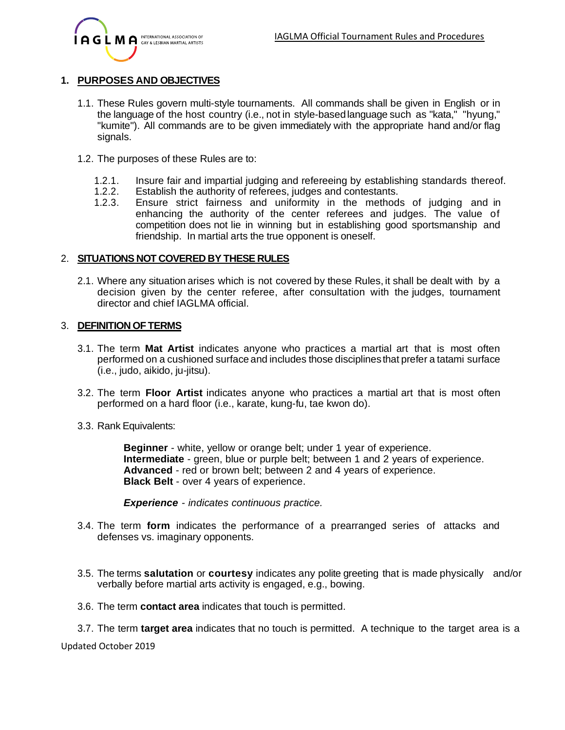## 1. PURPOSES AND OBJECTIVES

1.1. These Rules govern multi-style tournaments. All commands shall be given in English or in the language of the host country (i.e., not in style-based language such as "kata," "hyung," "kumite"). All commands are to be given immediately with the appropriate hand and/or flag signals.

1.2. The purposes of these Rules are to:

1.2.1. Insure fair and impartial judging and refereeing by establishing standards thereof.
1.2.2. Establish the authority of referees, judges and contestants.
1.2.3. Ensure strict fairness and uniformity in the methods of judging and in enhancing the authority of the center referees and judges. The value of competition does not lie in winning but in establishing good sportsmanship and friendship. In martial arts the true opponent is oneself.

## 2. SITUATIONS NOT COVERED BY THESE RULES

2.1. Where any situation arises which is not covered by these Rules, it shall be dealt with by a decision given by the center referee, after consultation with the judges, tournament director and chief IAGLMA official.

## 3. DEFINITION OF TERMS

3.1. The term **Mat Artist** indicates anyone who practices a martial art that is most often performed on a cushioned surface and includes those disciplines that prefer a tatami surface (i.e., judo, aikido, ju-jitsu).

3.2. The term **Floor Artist** indicates anyone who practices a martial art that is most often performed on a hard floor (i.e., karate, kung-fu, tae kwon do).

3.3. Rank Equivalents:

**Beginner** - white, yellow or orange belt; under 1 year of experience.
**Intermediate** - green, blue or purple belt; between 1 and 2 years of experience.
**Advanced** - red or brown belt; between 2 and 4 years of experience.
**Black Belt** - over 4 years of experience.

***Experience*** - *indicates continuous practice.*

3.4. The term **form** indicates the performance of a prearranged series of attacks and defenses vs. imaginary opponents.

3.5. The terms **salutation** or **courtesy** indicates any polite greeting that is made physically and/or verbally before martial arts activity is engaged, e.g., bowing.

3.6. The term **contact area** indicates that touch is permitted.

3.7. The term **target area** indicates that no touch is permitted. A technique to the target area is a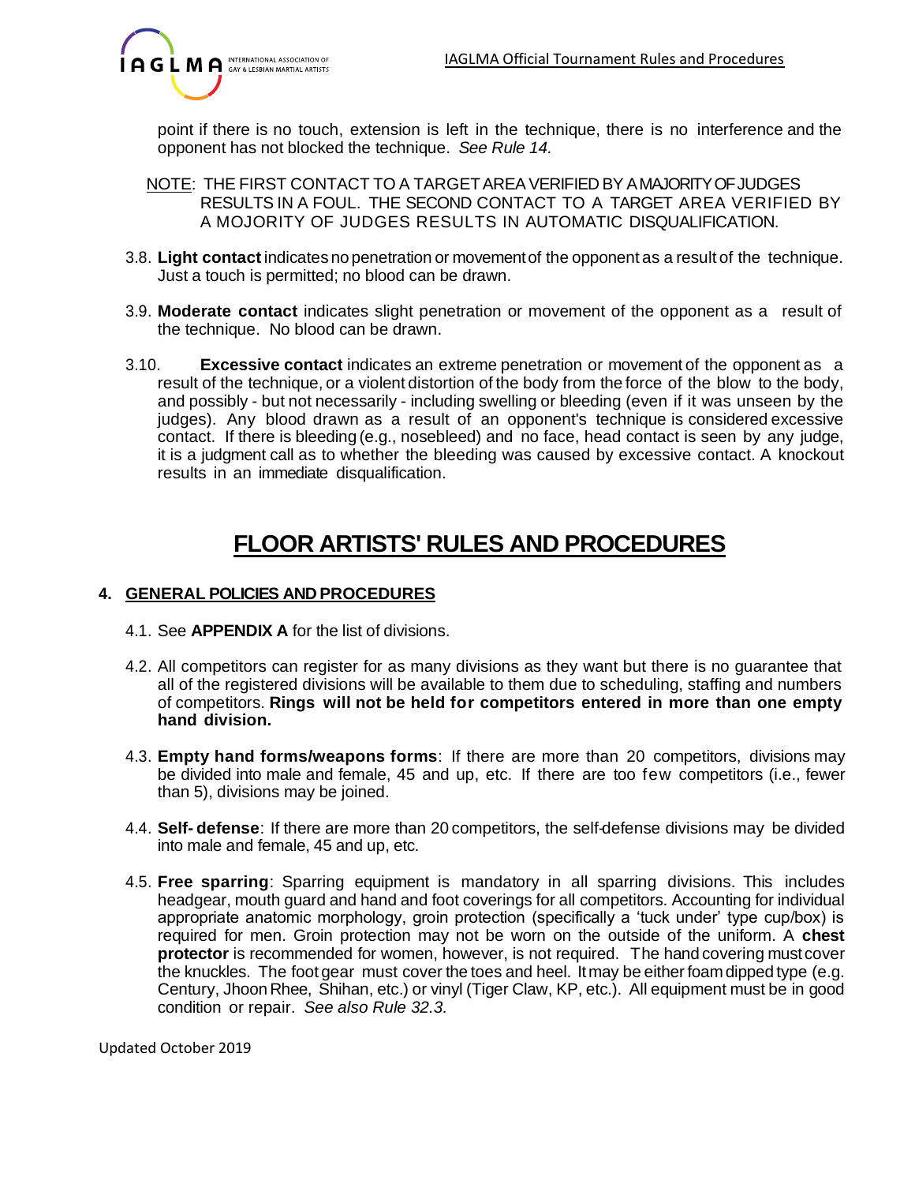point if there is no touch, extension is left in the technique, there is no interference and the opponent has not blocked the technique. *See Rule 14.*

NOTE: THE FIRST CONTACT TO A TARGET AREA VERIFIED BY A MAJORITY OF JUDGES RESULTS IN A FOUL. THE SECOND CONTACT TO A TARGET AREA VERIFIED BY A MOJORITY OF JUDGES RESULTS IN AUTOMATIC DISQUALIFICATION.

3.8. **Light contact** indicates no penetration or movement of the opponent as a result of the technique. Just a touch is permitted; no blood can be drawn.

3.9. **Moderate contact** indicates slight penetration or movement of the opponent as a result of the technique. No blood can be drawn.

3.10. **Excessive contact** indicates an extreme penetration or movement of the opponent as a result of the technique, or a violent distortion of the body from the force of the blow to the body, and possibly - but not necessarily - including swelling or bleeding (even if it was unseen by the judges). Any blood drawn as a result of an opponent's technique is considered excessive contact. If there is bleeding (e.g., nosebleed) and no face, head contact is seen by any judge, it is a judgment call as to whether the bleeding was caused by excessive contact. A knockout results in an immediate disqualification.

# FLOOR ARTISTS' RULES AND PROCEDURES

## 4. GENERAL POLICIES AND PROCEDURES

4.1. See **APPENDIX A** for the list of divisions.

4.2. All competitors can register for as many divisions as they want but there is no guarantee that all of the registered divisions will be available to them due to scheduling, staffing and numbers of competitors. **Rings will not be held for competitors entered in more than one empty hand division.**

4.3. **Empty hand forms/weapons forms**: If there are more than 20 competitors, divisions may be divided into male and female, 45 and up, etc. If there are too few competitors (i.e., fewer than 5), divisions may be joined.

4.4. **Self- defense**: If there are more than 20 competitors, the self-defense divisions may be divided into male and female, 45 and up, etc.

4.5. **Free sparring**: Sparring equipment is mandatory in all sparring divisions. This includes headgear, mouth guard and hand and foot coverings for all competitors. Accounting for individual appropriate anatomic morphology, groin protection (specifically a 'tuck under' type cup/box) is required for men. Groin protection may not be worn on the outside of the uniform. A **chest protector** is recommended for women, however, is not required. The hand covering must cover the knuckles. The foot gear must cover the toes and heel. It may be either foam dipped type (e.g. Century, Jhoon Rhee, Shihan, etc.) or vinyl (Tiger Claw, KP, etc.). All equipment must be in good condition or repair. *See also Rule 32.3.*

Updated October 2019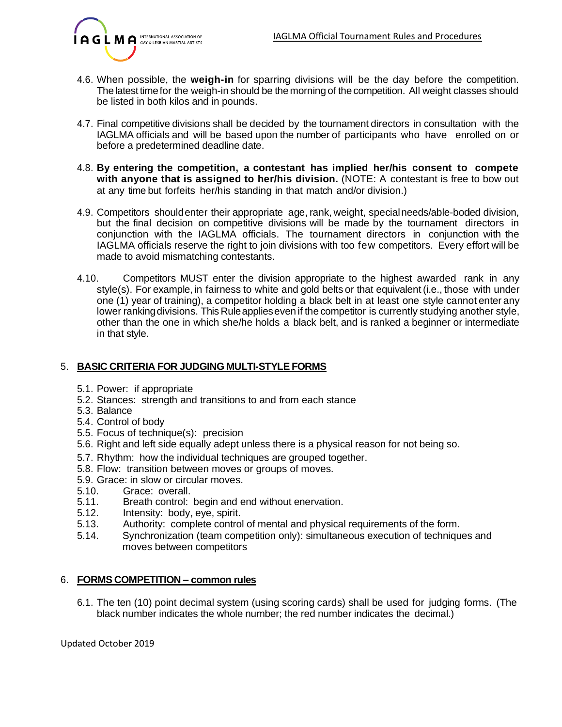4.6. When possible, the **weigh-in** for sparring divisions will be the day before the competition. The latest time for the weigh-in should be the morning of the competition. All weight classes should be listed in both kilos and in pounds.

4.7. Final competitive divisions shall be decided by the tournament directors in consultation with the IAGLMA officials and will be based upon the number of participants who have enrolled on or before a predetermined deadline date.

4.8. **By entering the competition, a contestant has implied her/his consent to compete with anyone that is assigned to her/his division.** (NOTE: A contestant is free to bow out at any time but forfeits her/his standing in that match and/or division.)

4.9. Competitors should enter their appropriate age, rank, weight, special needs/able-boded division, but the final decision on competitive divisions will be made by the tournament directors in conjunction with the IAGLMA officials. The tournament directors in conjunction with the IAGLMA officials reserve the right to join divisions with too few competitors. Every effort will be made to avoid mismatching contestants.

4.10. Competitors MUST enter the division appropriate to the highest awarded rank in any style(s). For example, in fairness to white and gold belts or that equivalent (i.e., those with under one (1) year of training), a competitor holding a black belt in at least one style cannot enter any lower ranking divisions. This Rule applies even if the competitor is currently studying another style, other than the one in which she/he holds a black belt, and is ranked a beginner or intermediate in that style.

## 5. BASIC CRITERIA FOR JUDGING MULTI-STYLE FORMS

5.1. Power: if appropriate
5.2. Stances: strength and transitions to and from each stance
5.3. Balance
5.4. Control of body
5.5. Focus of technique(s): precision
5.6. Right and left side equally adept unless there is a physical reason for not being so.
5.7. Rhythm: how the individual techniques are grouped together.
5.8. Flow: transition between moves or groups of moves.
5.9. Grace: in slow or circular moves.
5.10. Grace: overall.
5.11. Breath control: begin and end without enervation.
5.12. Intensity: body, eye, spirit.
5.13. Authority: complete control of mental and physical requirements of the form.
5.14. Synchronization (team competition only): simultaneous execution of techniques and moves between competitors

## 6. FORMS COMPETITION – common rules

6.1. The ten (10) point decimal system (using scoring cards) shall be used for judging forms. (The black number indicates the whole number; the red number indicates the decimal.)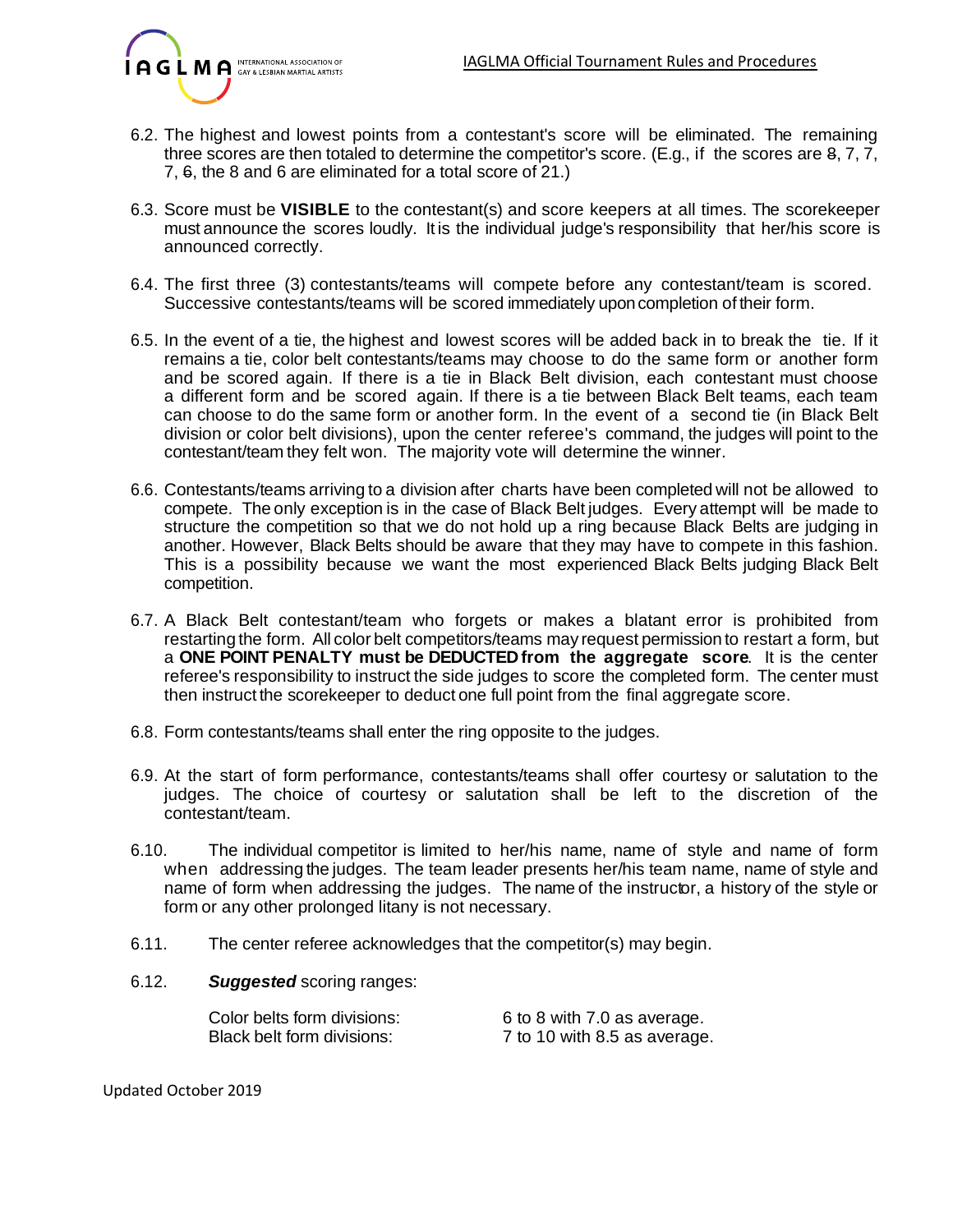6.2. The highest and lowest points from a contestant's score will be eliminated. The remaining three scores are then totaled to determine the competitor's score. (E.g., if the scores are ~~8~~, 7, 7, 7, ~~6~~, the 8 and 6 are eliminated for a total score of 21.)

6.3. Score must be **VISIBLE** to the contestant(s) and score keepers at all times. The scorekeeper must announce the scores loudly. It is the individual judge's responsibility that her/his score is announced correctly.

6.4. The first three (3) contestants/teams will compete before any contestant/team is scored. Successive contestants/teams will be scored immediately upon completion of their form.

6.5. In the event of a tie, the highest and lowest scores will be added back in to break the tie. If it remains a tie, color belt contestants/teams may choose to do the same form or another form and be scored again. If there is a tie in Black Belt division, each contestant must choose a different form and be scored again. If there is a tie between Black Belt teams, each team can choose to do the same form or another form. In the event of a second tie (in Black Belt division or color belt divisions), upon the center referee's command, the judges will point to the contestant/team they felt won. The majority vote will determine the winner.

6.6. Contestants/teams arriving to a division after charts have been completed will not be allowed to compete. The only exception is in the case of Black Belt judges. Every attempt will be made to structure the competition so that we do not hold up a ring because Black Belts are judging in another. However, Black Belts should be aware that they may have to compete in this fashion. This is a possibility because we want the most experienced Black Belts judging Black Belt competition.

6.7. A Black Belt contestant/team who forgets or makes a blatant error is prohibited from restarting the form. All color belt competitors/teams may request permission to restart a form, but a **ONE POINT PENALTY must be DEDUCTED from the aggregate score**. It is the center referee's responsibility to instruct the side judges to score the completed form. The center must then instruct the scorekeeper to deduct one full point from the final aggregate score.

6.8. Form contestants/teams shall enter the ring opposite to the judges.

6.9. At the start of form performance, contestants/teams shall offer courtesy or salutation to the judges. The choice of courtesy or salutation shall be left to the discretion of the contestant/team.

6.10. The individual competitor is limited to her/his name, name of style and name of form when addressing the judges. The team leader presents her/his team name, name of style and name of form when addressing the judges. The name of the instructor, a history of the style or form or any other prolonged litany is not necessary.

6.11. The center referee acknowledges that the competitor(s) may begin.

6.12. ***Suggested*** scoring ranges:

| | |
|---|---|
| Color belts form divisions: | 6 to 8 with 7.0 as average. |
| Black belt form divisions: | 7 to 10 with 8.5 as average. |

Updated October 2019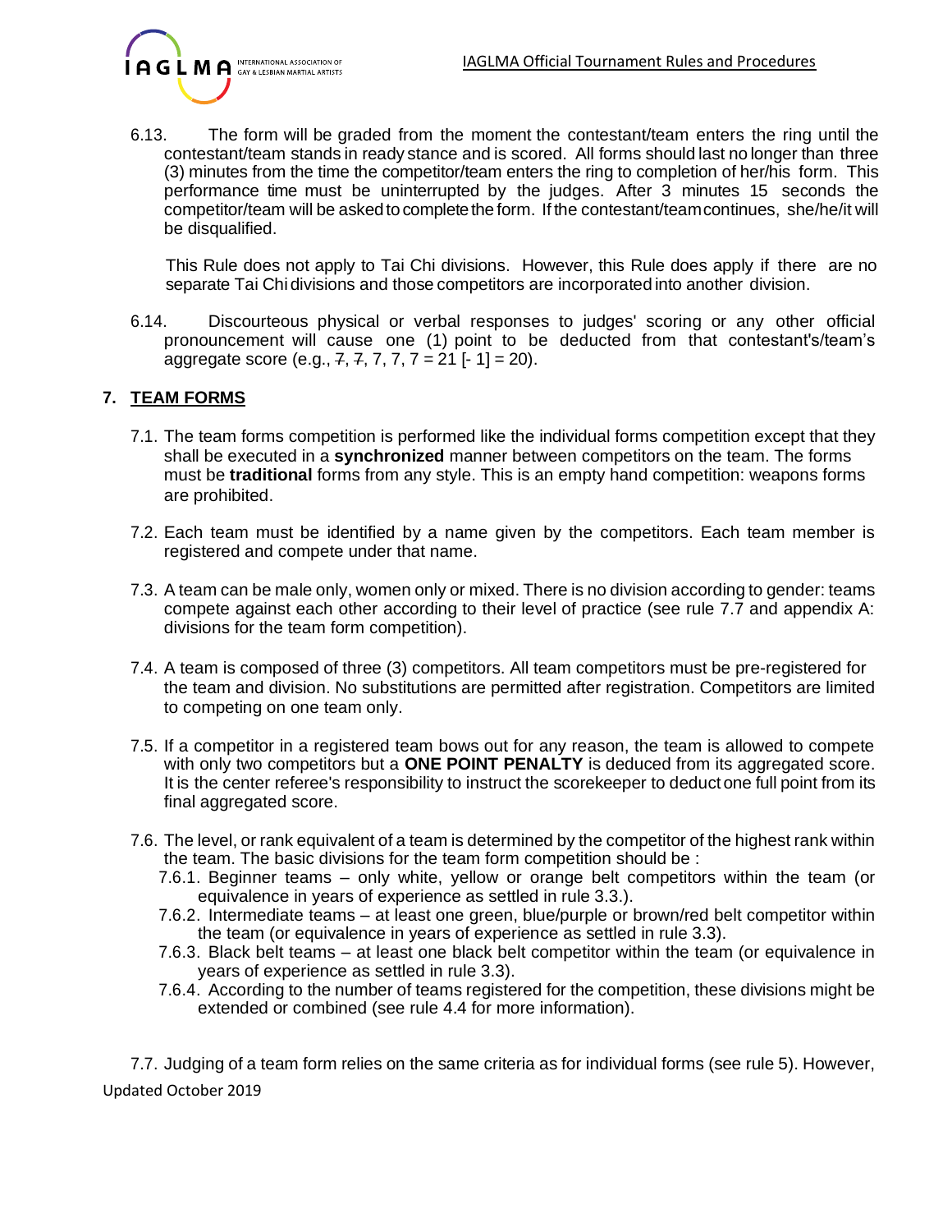6.13. The form will be graded from the moment the contestant/team enters the ring until the contestant/team stands in ready stance and is scored. All forms should last no longer than three (3) minutes from the time the competitor/team enters the ring to completion of her/his form. This performance time must be uninterrupted by the judges. After 3 minutes 15 seconds the competitor/team will be asked to complete the form. If the contestant/team continues, she/he/it will be disqualified.

This Rule does not apply to Tai Chi divisions. However, this Rule does apply if there are no separate Tai Chi divisions and those competitors are incorporated into another division.

6.14. Discourteous physical or verbal responses to judges' scoring or any other official pronouncement will cause one (1) point to be deducted from that contestant's/team's aggregate score (e.g., ~~7~~, ~~7~~, 7, 7, 7 = 21 [- 1] = 20).

## 7. TEAM FORMS

7.1. The team forms competition is performed like the individual forms competition except that they shall be executed in a **synchronized** manner between competitors on the team. The forms must be **traditional** forms from any style. This is an empty hand competition: weapons forms are prohibited.

7.2. Each team must be identified by a name given by the competitors. Each team member is registered and compete under that name.

7.3. A team can be male only, women only or mixed. There is no division according to gender: teams compete against each other according to their level of practice (see rule 7.7 and appendix A: divisions for the team form competition).

7.4. A team is composed of three (3) competitors. All team competitors must be pre-registered for the team and division. No substitutions are permitted after registration. Competitors are limited to competing on one team only.

7.5. If a competitor in a registered team bows out for any reason, the team is allowed to compete with only two competitors but a **ONE POINT PENALTY** is deduced from its aggregated score. It is the center referee's responsibility to instruct the scorekeeper to deduct one full point from its final aggregated score.

7.6. The level, or rank equivalent of a team is determined by the competitor of the highest rank within the team. The basic divisions for the team form competition should be :

7.6.1. Beginner teams – only white, yellow or orange belt competitors within the team (or equivalence in years of experience as settled in rule 3.3.).

7.6.2. Intermediate teams – at least one green, blue/purple or brown/red belt competitor within the team (or equivalence in years of experience as settled in rule 3.3).

7.6.3. Black belt teams – at least one black belt competitor within the team (or equivalence in years of experience as settled in rule 3.3).

7.6.4. According to the number of teams registered for the competition, these divisions might be extended or combined (see rule 4.4 for more information).

7.7. Judging of a team form relies on the same criteria as for individual forms (see rule 5). However,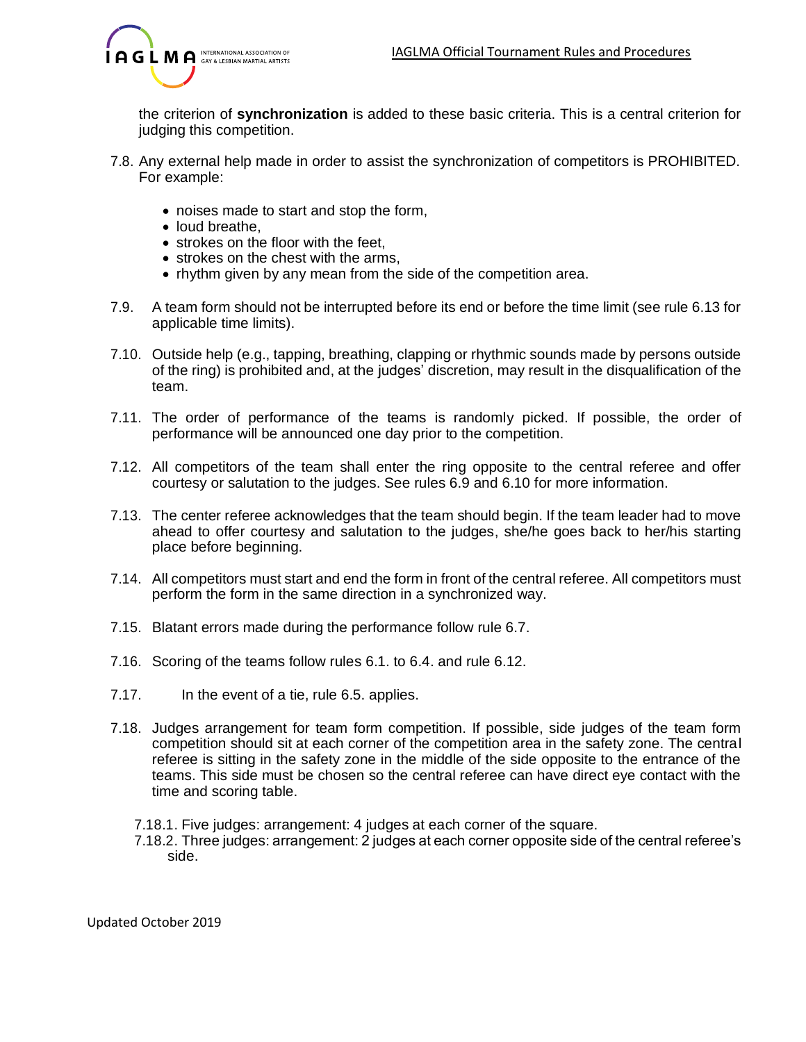the criterion of **synchronization** is added to these basic criteria. This is a central criterion for judging this competition.

7.8. Any external help made in order to assist the synchronization of competitors is PROHIBITED. For example:

- noises made to start and stop the form,
- loud breathe,
- strokes on the floor with the feet,
- strokes on the chest with the arms,
- rhythm given by any mean from the side of the competition area.

7.9. A team form should not be interrupted before its end or before the time limit (see rule 6.13 for applicable time limits).

7.10. Outside help (e.g., tapping, breathing, clapping or rhythmic sounds made by persons outside of the ring) is prohibited and, at the judges' discretion, may result in the disqualification of the team.

7.11. The order of performance of the teams is randomly picked. If possible, the order of performance will be announced one day prior to the competition.

7.12. All competitors of the team shall enter the ring opposite to the central referee and offer courtesy or salutation to the judges. See rules 6.9 and 6.10 for more information.

7.13. The center referee acknowledges that the team should begin. If the team leader had to move ahead to offer courtesy and salutation to the judges, she/he goes back to her/his starting place before beginning.

7.14. All competitors must start and end the form in front of the central referee. All competitors must perform the form in the same direction in a synchronized way.

7.15. Blatant errors made during the performance follow rule 6.7.

7.16. Scoring of the teams follow rules 6.1. to 6.4. and rule 6.12.

7.17. In the event of a tie, rule 6.5. applies.

7.18. Judges arrangement for team form competition. If possible, side judges of the team form competition should sit at each corner of the competition area in the safety zone. The central referee is sitting in the safety zone in the middle of the side opposite to the entrance of the teams. This side must be chosen so the central referee can have direct eye contact with the time and scoring table.

7.18.1. Five judges: arrangement: 4 judges at each corner of the square.

7.18.2. Three judges: arrangement: 2 judges at each corner opposite side of the central referee's side.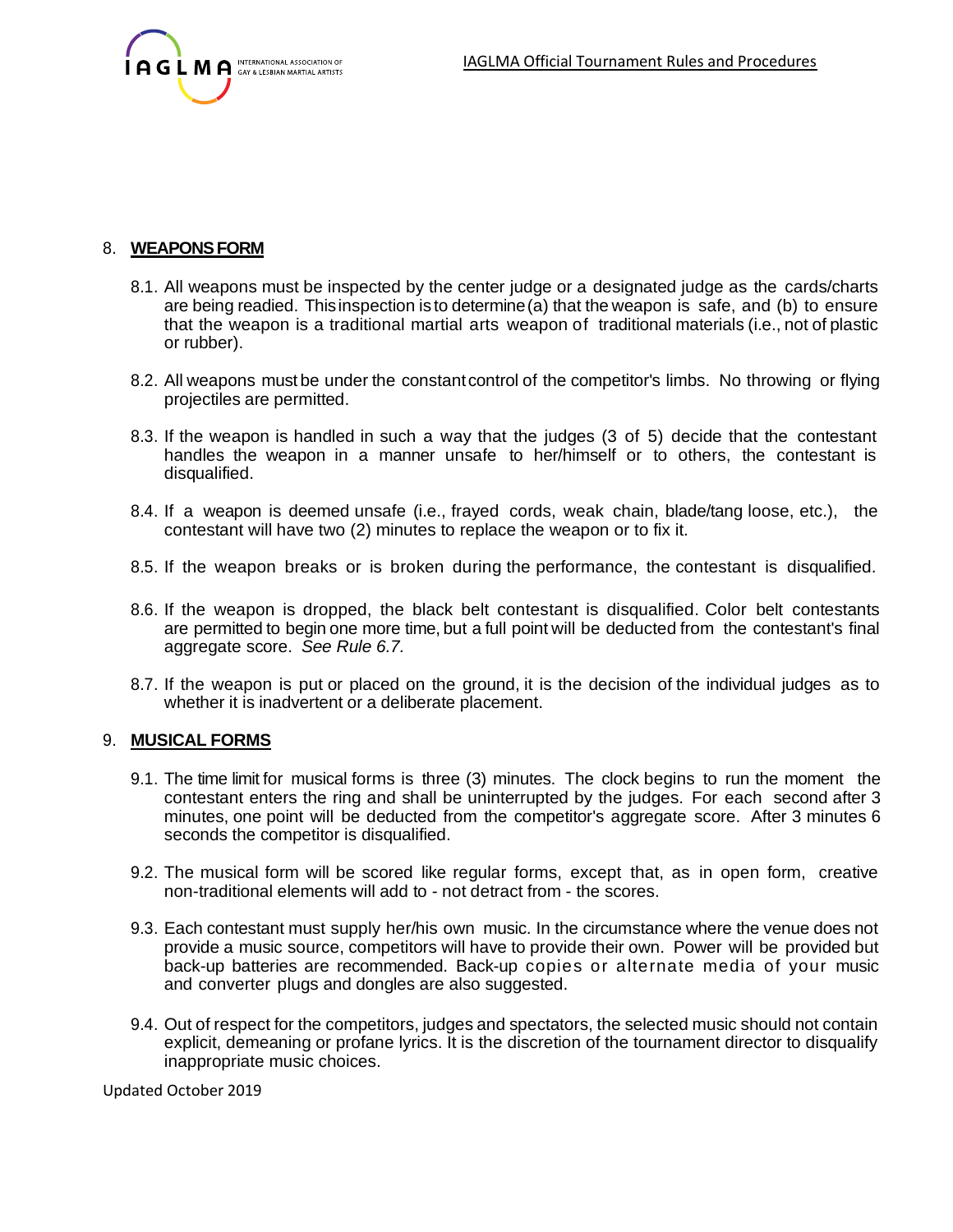## 8. WEAPONS FORM

8.1. All weapons must be inspected by the center judge or a designated judge as the cards/charts are being readied. This inspection is to determine (a) that the weapon is safe, and (b) to ensure that the weapon is a traditional martial arts weapon of traditional materials (i.e., not of plastic or rubber).

8.2. All weapons must be under the constant control of the competitor's limbs. No throwing or flying projectiles are permitted.

8.3. If the weapon is handled in such a way that the judges (3 of 5) decide that the contestant handles the weapon in a manner unsafe to her/himself or to others, the contestant is disqualified.

8.4. If a weapon is deemed unsafe (i.e., frayed cords, weak chain, blade/tang loose, etc.), the contestant will have two (2) minutes to replace the weapon or to fix it.

8.5. If the weapon breaks or is broken during the performance, the contestant is disqualified.

8.6. If the weapon is dropped, the black belt contestant is disqualified. Color belt contestants are permitted to begin one more time, but a full point will be deducted from the contestant's final aggregate score. *See Rule 6.7.*

8.7. If the weapon is put or placed on the ground, it is the decision of the individual judges as to whether it is inadvertent or a deliberate placement.

## 9. MUSICAL FORMS

9.1. The time limit for musical forms is three (3) minutes. The clock begins to run the moment the contestant enters the ring and shall be uninterrupted by the judges. For each second after 3 minutes, one point will be deducted from the competitor's aggregate score. After 3 minutes 6 seconds the competitor is disqualified.

9.2. The musical form will be scored like regular forms, except that, as in open form, creative non-traditional elements will add to - not detract from - the scores.

9.3. Each contestant must supply her/his own music. In the circumstance where the venue does not provide a music source, competitors will have to provide their own. Power will be provided but back-up batteries are recommended. Back-up copies or alternate media of your music and converter plugs and dongles are also suggested.

9.4. Out of respect for the competitors, judges and spectators, the selected music should not contain explicit, demeaning or profane lyrics. It is the discretion of the tournament director to disqualify inappropriate music choices.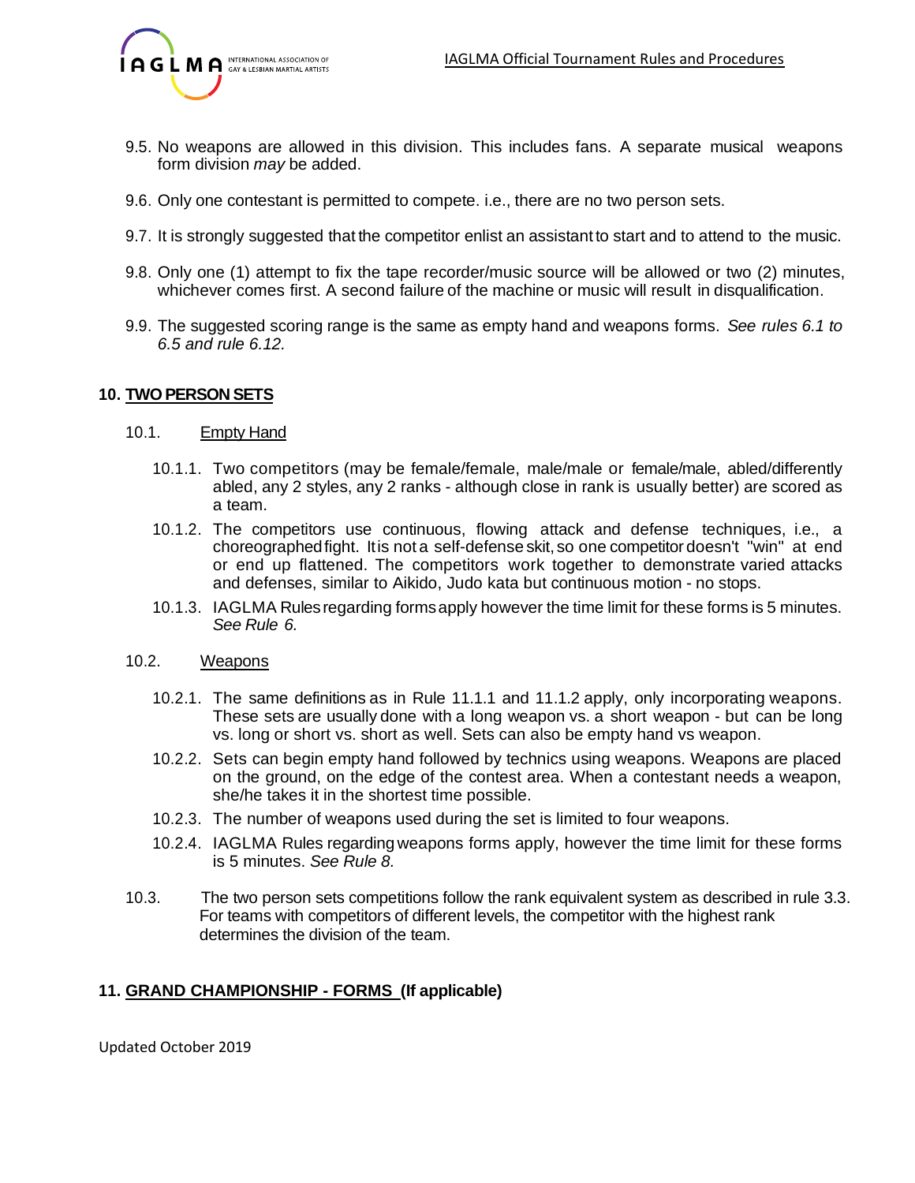9.5. No weapons are allowed in this division. This includes fans. A separate musical weapons form division *may* be added.

9.6. Only one contestant is permitted to compete. i.e., there are no two person sets.

9.7. It is strongly suggested that the competitor enlist an assistant to start and to attend to the music.

9.8. Only one (1) attempt to fix the tape recorder/music source will be allowed or two (2) minutes, whichever comes first. A second failure of the machine or music will result in disqualification.

9.9. The suggested scoring range is the same as empty hand and weapons forms. *See rules 6.1 to 6.5 and rule 6.12.*

## 10. TWO PERSON SETS

10.1. Empty Hand

10.1.1. Two competitors (may be female/female, male/male or female/male, abled/differently abled, any 2 styles, any 2 ranks - although close in rank is usually better) are scored as a team.

10.1.2. The competitors use continuous, flowing attack and defense techniques, i.e., a choreographed fight. It is not a self-defense skit, so one competitor doesn't "win" at end or end up flattened. The competitors work together to demonstrate varied attacks and defenses, similar to Aikido, Judo kata but continuous motion - no stops.

10.1.3. IAGLMA Rules regarding forms apply however the time limit for these forms is 5 minutes. *See Rule 6.*

10.2. Weapons

10.2.1. The same definitions as in Rule 11.1.1 and 11.1.2 apply, only incorporating weapons. These sets are usually done with a long weapon vs. a short weapon - but can be long vs. long or short vs. short as well. Sets can also be empty hand vs weapon.

10.2.2. Sets can begin empty hand followed by technics using weapons. Weapons are placed on the ground, on the edge of the contest area. When a contestant needs a weapon, she/he takes it in the shortest time possible.

10.2.3. The number of weapons used during the set is limited to four weapons.

10.2.4. IAGLMA Rules regarding weapons forms apply, however the time limit for these forms is 5 minutes. *See Rule 8.*

10.3. The two person sets competitions follow the rank equivalent system as described in rule 3.3. For teams with competitors of different levels, the competitor with the highest rank determines the division of the team.

## 11. GRAND CHAMPIONSHIP - FORMS (If applicable)

Updated October 2019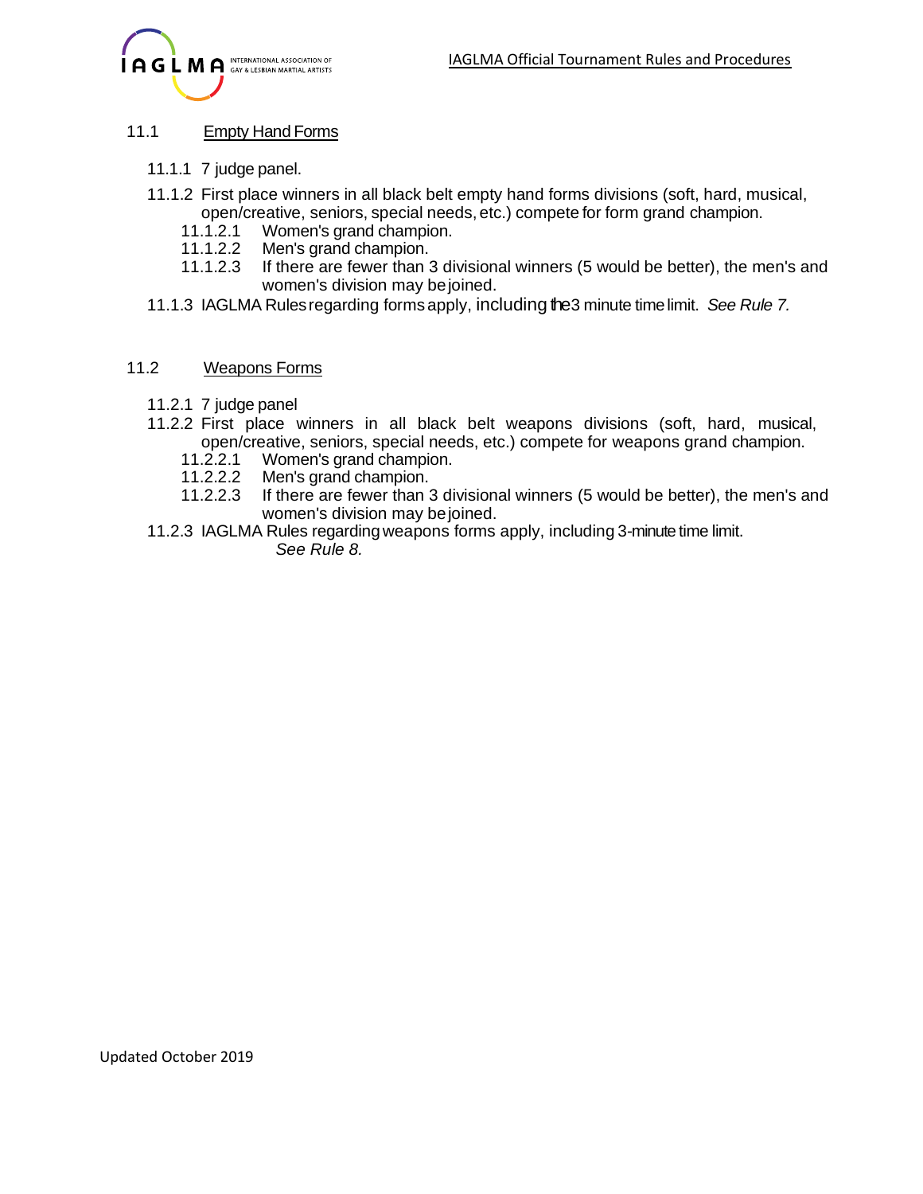## 11.1 Empty Hand Forms

- 11.1.1 7 judge panel.
- 11.1.2 First place winners in all black belt empty hand forms divisions (soft, hard, musical, open/creative, seniors, special needs, etc.) compete for form grand champion.
  - 11.1.2.1 Women's grand champion.
  - 11.1.2.2 Men's grand champion.
  - 11.1.2.3 If there are fewer than 3 divisional winners (5 would be better), the men's and women's division may be joined.
- 11.1.3 IAGLMA Rules regarding forms apply, including the 3 minute time limit. *See Rule 7.*

## 11.2 Weapons Forms

- 11.2.1 7 judge panel
- 11.2.2 First place winners in all black belt weapons divisions (soft, hard, musical, open/creative, seniors, special needs, etc.) compete for weapons grand champion.
  - 11.2.2.1 Women's grand champion.
  - 11.2.2.2 Men's grand champion.
  - 11.2.2.3 If there are fewer than 3 divisional winners (5 would be better), the men's and women's division may be joined.
- 11.2.3 IAGLMA Rules regarding weapons forms apply, including 3-minute time limit. *See Rule 8.*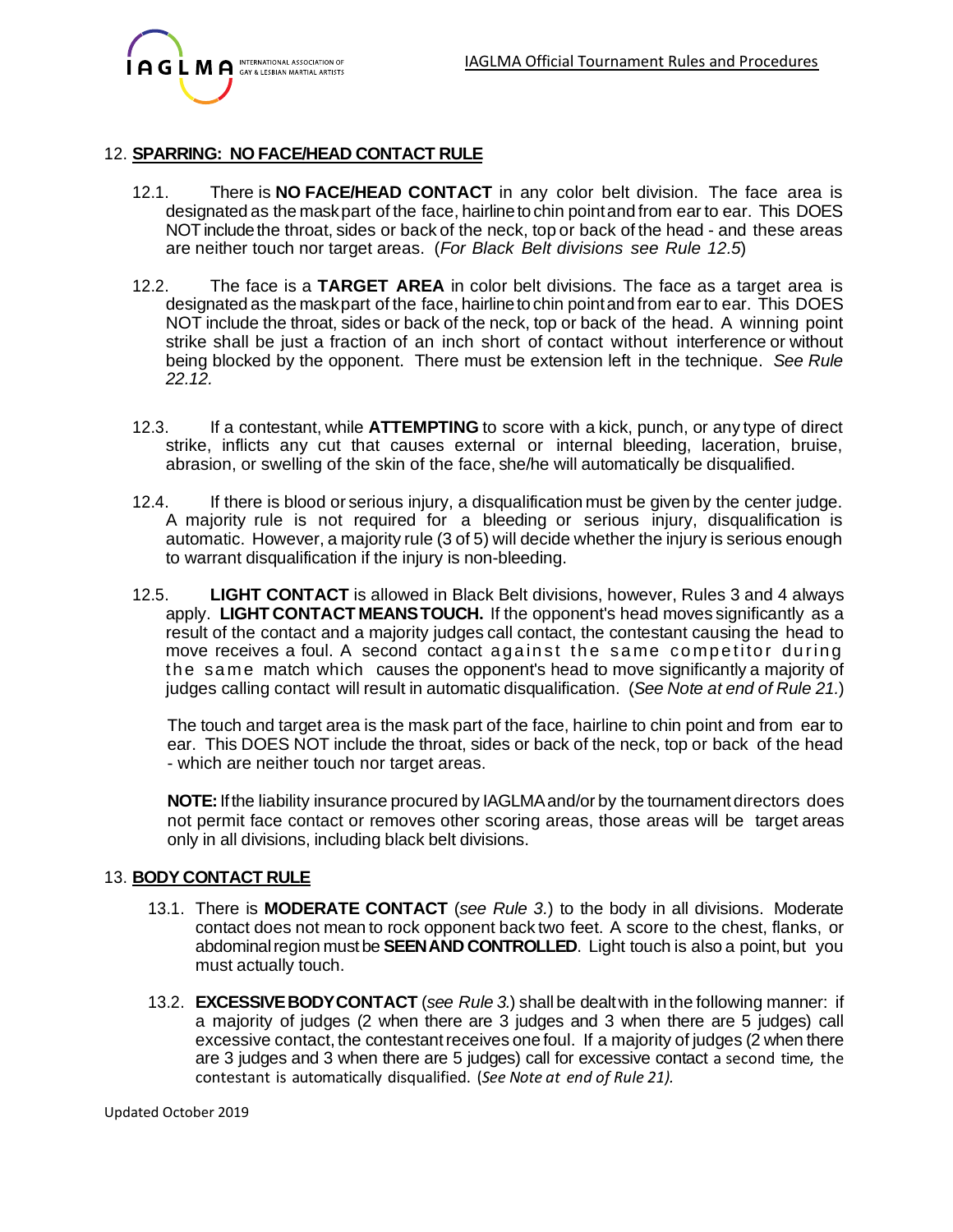## 12. **SPARRING: NO FACE/HEAD CONTACT RULE**

12.1. There is **NO FACE/HEAD CONTACT** in any color belt division. The face area is designated as the mask part of the face, hairline to chin point and from ear to ear. This DOES NOT include the throat, sides or back of the neck, top or back of the head - and these areas are neither touch nor target areas. (*For Black Belt divisions see Rule 12.5*)

12.2. The face is a **TARGET AREA** in color belt divisions. The face as a target area is designated as the mask part of the face, hairline to chin point and from ear to ear. This DOES NOT include the throat, sides or back of the neck, top or back of the head. A winning point strike shall be just a fraction of an inch short of contact without interference or without being blocked by the opponent. There must be extension left in the technique. *See Rule 22.12.*

12.3. If a contestant, while **ATTEMPTING** to score with a kick, punch, or any type of direct strike, inflicts any cut that causes external or internal bleeding, laceration, bruise, abrasion, or swelling of the skin of the face, she/he will automatically be disqualified.

12.4. If there is blood or serious injury, a disqualification must be given by the center judge. A majority rule is not required for a bleeding or serious injury, disqualification is automatic. However, a majority rule (3 of 5) will decide whether the injury is serious enough to warrant disqualification if the injury is non-bleeding.

12.5. **LIGHT CONTACT** is allowed in Black Belt divisions, however, Rules 3 and 4 always apply. **LIGHT CONTACT MEANS TOUCH.** If the opponent's head moves significantly as a result of the contact and a majority judges call contact, the contestant causing the head to move receives a foul. A second contact against the same competitor during the same match which causes the opponent's head to move significantly a majority of judges calling contact will result in automatic disqualification. (*See Note at end of Rule 21.*)

The touch and target area is the mask part of the face, hairline to chin point and from ear to ear. This DOES NOT include the throat, sides or back of the neck, top or back of the head - which are neither touch nor target areas.

**NOTE:** If the liability insurance procured by IAGLMA and/or by the tournament directors does not permit face contact or removes other scoring areas, those areas will be target areas only in all divisions, including black belt divisions.

## 13. **BODY CONTACT RULE**

13.1. There is **MODERATE CONTACT** (*see Rule 3.*) to the body in all divisions. Moderate contact does not mean to rock opponent back two feet. A score to the chest, flanks, or abdominal region must be **SEEN AND CONTROLLED**. Light touch is also a point, but you must actually touch.

13.2. **EXCESSIVE BODY CONTACT** (*see Rule 3.*) shall be dealt with in the following manner: if a majority of judges (2 when there are 3 judges and 3 when there are 5 judges) call excessive contact, the contestant receives one foul. If a majority of judges (2 when there are 3 judges and 3 when there are 5 judges) call for excessive contact a second time, the contestant is automatically disqualified. (*See Note at end of Rule 21).*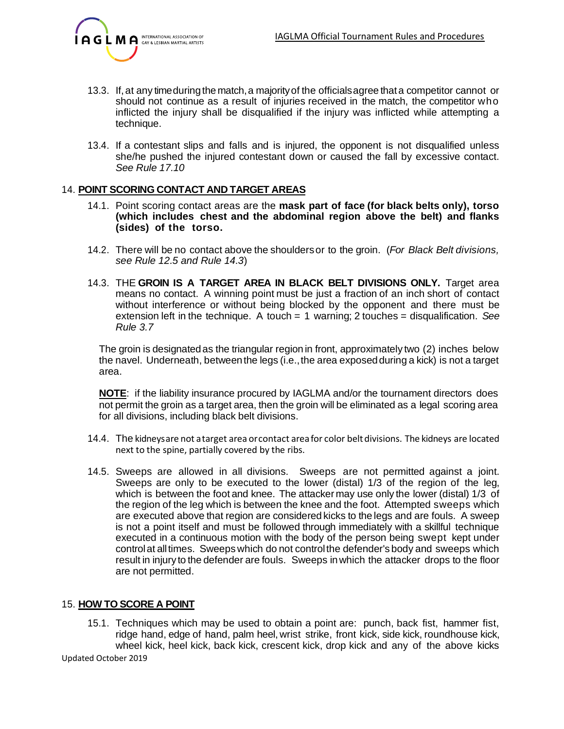13.3. If, at any time during the match, a majority of the officials agree that a competitor cannot or should not continue as a result of injuries received in the match, the competitor who inflicted the injury shall be disqualified if the injury was inflicted while attempting a technique.

13.4. If a contestant slips and falls and is injured, the opponent is not disqualified unless she/he pushed the injured contestant down or caused the fall by excessive contact. *See Rule 17.10*

## 14. POINT SCORING CONTACT AND TARGET AREAS

14.1. Point scoring contact areas are the **mask part of face (for black belts only), torso (which includes chest and the abdominal region above the belt) and flanks (sides) of the torso.**

14.2. There will be no contact above the shoulders or to the groin. (*For Black Belt divisions, see Rule 12.5 and Rule 14.3*)

14.3. THE **GROIN IS A TARGET AREA IN BLACK BELT DIVISIONS ONLY.** Target area means no contact. A winning point must be just a fraction of an inch short of contact without interference or without being blocked by the opponent and there must be extension left in the technique. A touch = 1 warning; 2 touches = disqualification. *See Rule 3.7*

The groin is designated as the triangular region in front, approximately two (2) inches below the navel. Underneath, between the legs (i.e., the area exposed during a kick) is not a target area.

**NOTE**: if the liability insurance procured by IAGLMA and/or the tournament directors does not permit the groin as a target area, then the groin will be eliminated as a legal scoring area for all divisions, including black belt divisions.

14.4. The kidneys are not a target area or contact area for color belt divisions. The kidneys are located next to the spine, partially covered by the ribs.

14.5. Sweeps are allowed in all divisions. Sweeps are not permitted against a joint. Sweeps are only to be executed to the lower (distal) 1/3 of the region of the leg, which is between the foot and knee. The attacker may use only the lower (distal) 1/3 of the region of the leg which is between the knee and the foot. Attempted sweeps which are executed above that region are considered kicks to the legs and are fouls. A sweep is not a point itself and must be followed through immediately with a skillful technique executed in a continuous motion with the body of the person being swept kept under control at all times. Sweeps which do not control the defender's body and sweeps which result in injury to the defender are fouls. Sweeps in which the attacker drops to the floor are not permitted.

## 15. HOW TO SCORE A POINT

15.1. Techniques which may be used to obtain a point are: punch, back fist, hammer fist, ridge hand, edge of hand, palm heel, wrist strike, front kick, side kick, roundhouse kick, wheel kick, heel kick, back kick, crescent kick, drop kick and any of the above kicks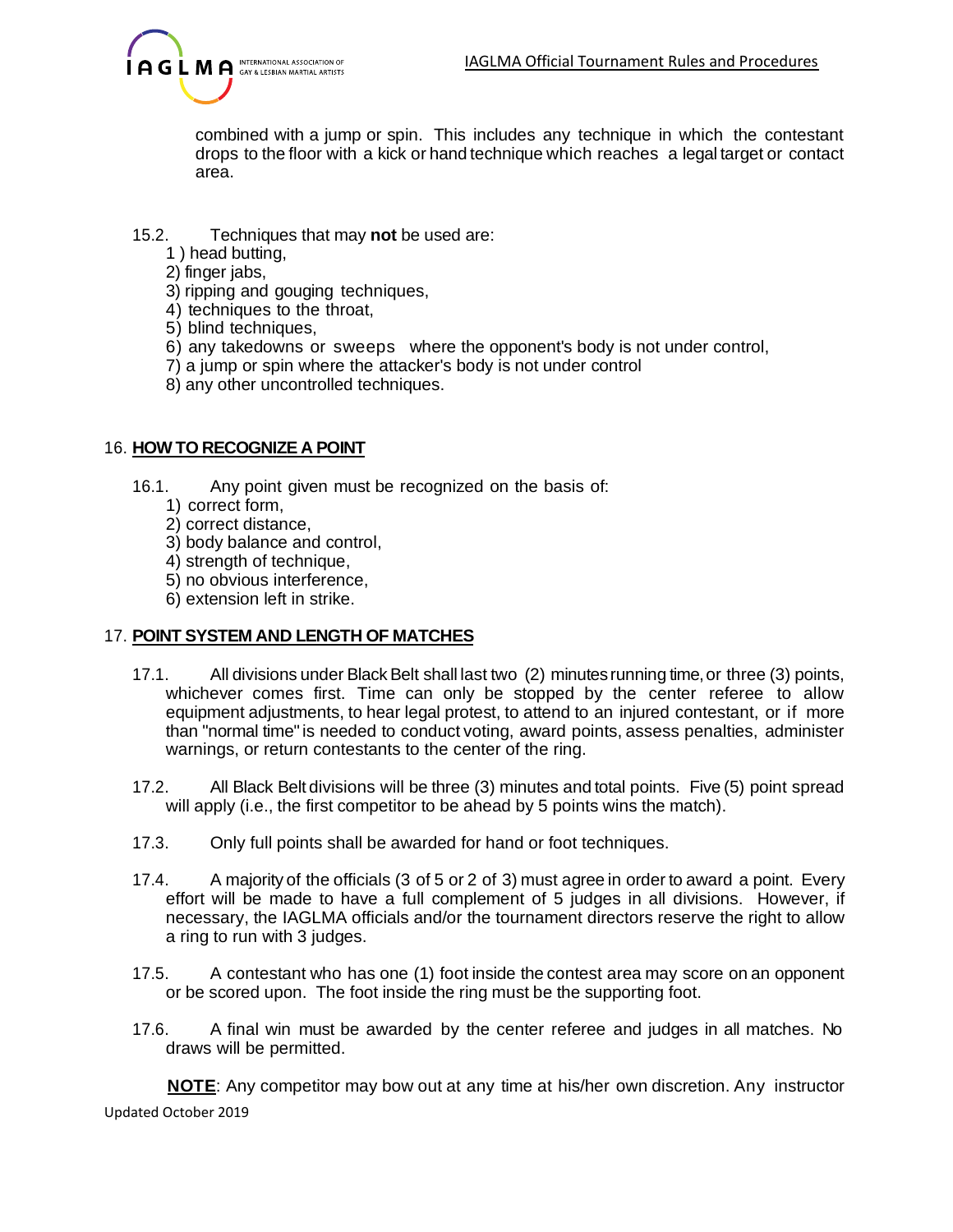combined with a jump or spin. This includes any technique in which the contestant drops to the floor with a kick or hand technique which reaches a legal target or contact area.

15.2. Techniques that may **not** be used are:

1 ) head butting,
2) finger jabs,
3) ripping and gouging techniques,
4) techniques to the throat,
5) blind techniques,
6) any takedowns or sweeps where the opponent's body is not under control,
7) a jump or spin where the attacker's body is not under control
8) any other uncontrolled techniques.

## 16. HOW TO RECOGNIZE A POINT

16.1. Any point given must be recognized on the basis of:

1) correct form,
2) correct distance,
3) body balance and control,
4) strength of technique,
5) no obvious interference,
6) extension left in strike.

## 17. POINT SYSTEM AND LENGTH OF MATCHES

17.1. All divisions under Black Belt shall last two (2) minutes running time, or three (3) points, whichever comes first. Time can only be stopped by the center referee to allow equipment adjustments, to hear legal protest, to attend to an injured contestant, or if more than "normal time" is needed to conduct voting, award points, assess penalties, administer warnings, or return contestants to the center of the ring.

17.2. All Black Belt divisions will be three (3) minutes and total points. Five (5) point spread will apply (i.e., the first competitor to be ahead by 5 points wins the match).

17.3. Only full points shall be awarded for hand or foot techniques.

17.4. A majority of the officials (3 of 5 or 2 of 3) must agree in order to award a point. Every effort will be made to have a full complement of 5 judges in all divisions. However, if necessary, the IAGLMA officials and/or the tournament directors reserve the right to allow a ring to run with 3 judges.

17.5. A contestant who has one (1) foot inside the contest area may score on an opponent or be scored upon. The foot inside the ring must be the supporting foot.

17.6. A final win must be awarded by the center referee and judges in all matches. No draws will be permitted.

**NOTE**: Any competitor may bow out at any time at his/her own discretion. Any instructor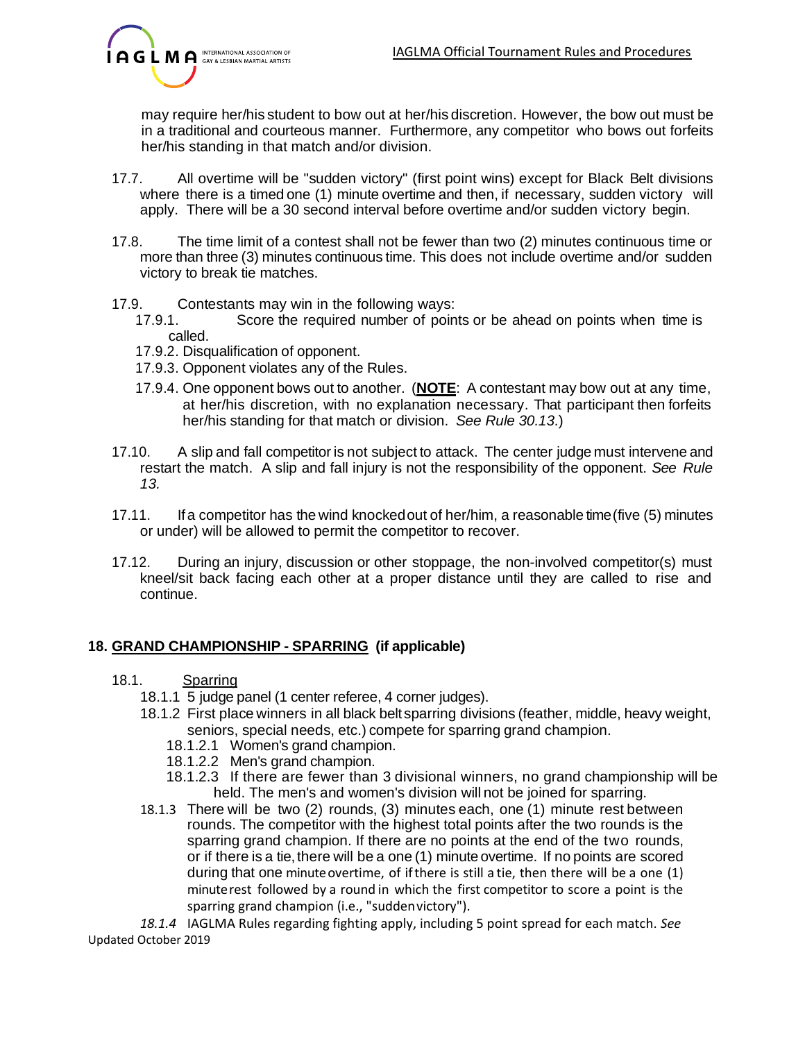may require her/his student to bow out at her/his discretion. However, the bow out must be in a traditional and courteous manner. Furthermore, any competitor who bows out forfeits her/his standing in that match and/or division.

17.7. All overtime will be "sudden victory" (first point wins) except for Black Belt divisions where there is a timed one (1) minute overtime and then, if necessary, sudden victory will apply. There will be a 30 second interval before overtime and/or sudden victory begin.

17.8. The time limit of a contest shall not be fewer than two (2) minutes continuous time or more than three (3) minutes continuous time. This does not include overtime and/or sudden victory to break tie matches.

17.9. Contestants may win in the following ways:

- 17.9.1. Score the required number of points or be ahead on points when time is called.
- 17.9.2. Disqualification of opponent.
- 17.9.3. Opponent violates any of the Rules.
- 17.9.4. One opponent bows out to another. (**NOTE**: A contestant may bow out at any time, at her/his discretion, with no explanation necessary. That participant then forfeits her/his standing for that match or division. *See Rule 30.13.*)

17.10. A slip and fall competitor is not subject to attack. The center judge must intervene and restart the match. A slip and fall injury is not the responsibility of the opponent. *See Rule 13.*

17.11. If a competitor has the wind knocked out of her/him, a reasonable time (five (5) minutes or under) will be allowed to permit the competitor to recover.

17.12. During an injury, discussion or other stoppage, the non-involved competitor(s) must kneel/sit back facing each other at a proper distance until they are called to rise and continue.

## 18. GRAND CHAMPIONSHIP - SPARRING (if applicable)

18.1. Sparring

- 18.1.1 5 judge panel (1 center referee, 4 corner judges).
- 18.1.2 First place winners in all black belt sparring divisions (feather, middle, heavy weight, seniors, special needs, etc.) compete for sparring grand champion.
  - 18.1.2.1 Women's grand champion.
  - 18.1.2.2 Men's grand champion.
  - 18.1.2.3 If there are fewer than 3 divisional winners, no grand championship will be held. The men's and women's division will not be joined for sparring.
- 18.1.3 There will be two (2) rounds, (3) minutes each, one (1) minute rest between rounds. The competitor with the highest total points after the two rounds is the sparring grand champion. If there are no points at the end of the two rounds, or if there is a tie, there will be a one (1) minute overtime. If no points are scored during that one minute overtime, of if there is still a tie, then there will be a one (1) minute rest followed by a round in which the first competitor to score a point is the sparring grand champion (i.e., "sudden victory").
- *18.1.4* IAGLMA Rules regarding fighting apply, including 5 point spread for each match. *See*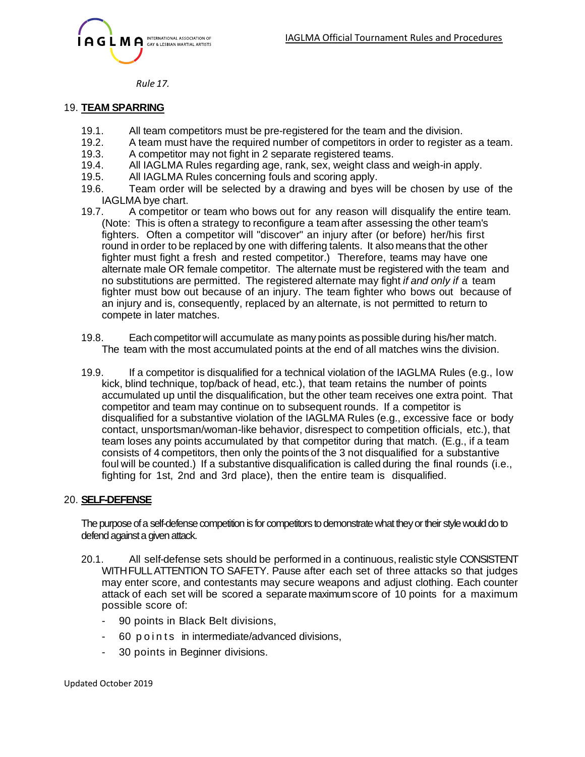*Rule 17.*

## 19. **TEAM SPARRING**

19.1. All team competitors must be pre-registered for the team and the division.

19.2. A team must have the required number of competitors in order to register as a team.

19.3. A competitor may not fight in 2 separate registered teams.

19.4. All IAGLMA Rules regarding age, rank, sex, weight class and weigh-in apply.

19.5. All IAGLMA Rules concerning fouls and scoring apply.

19.6. Team order will be selected by a drawing and byes will be chosen by use of the IAGLMA bye chart.

19.7. A competitor or team who bows out for any reason will disqualify the entire team. (Note: This is often a strategy to reconfigure a team after assessing the other team's fighters. Often a competitor will "discover" an injury after (or before) her/his first round in order to be replaced by one with differing talents. It also means that the other fighter must fight a fresh and rested competitor.) Therefore, teams may have one alternate male OR female competitor. The alternate must be registered with the team and no substitutions are permitted. The registered alternate may fight *if and only if* a team fighter must bow out because of an injury. The team fighter who bows out because of an injury and is, consequently, replaced by an alternate, is not permitted to return to compete in later matches.

19.8. Each competitor will accumulate as many points as possible during his/her match. The team with the most accumulated points at the end of all matches wins the division.

19.9. If a competitor is disqualified for a technical violation of the IAGLMA Rules (e.g., low kick, blind technique, top/back of head, etc.), that team retains the number of points accumulated up until the disqualification, but the other team receives one extra point. That competitor and team may continue on to subsequent rounds. If a competitor is disqualified for a substantive violation of the IAGLMA Rules (e.g., excessive face or body contact, unsportsman/woman-like behavior, disrespect to competition officials, etc.), that team loses any points accumulated by that competitor during that match. (E.g., if a team consists of 4 competitors, then only the points of the 3 not disqualified for a substantive foul will be counted.) If a substantive disqualification is called during the final rounds (i.e., fighting for 1st, 2nd and 3rd place), then the entire team is disqualified.

## 20. **SELF-DEFENSE**

The purpose of a self-defense competition is for competitors to demonstrate what they or their style would do to defend against a given attack.

20.1. All self-defense sets should be performed in a continuous, realistic style CONSISTENT WITH FULL ATTENTION TO SAFETY. Pause after each set of three attacks so that judges may enter score, and contestants may secure weapons and adjust clothing. Each counter attack of each set will be scored a separate maximum score of 10 points for a maximum possible score of:

- 90 points in Black Belt divisions,
- 60 points in intermediate/advanced divisions,
- 30 points in Beginner divisions.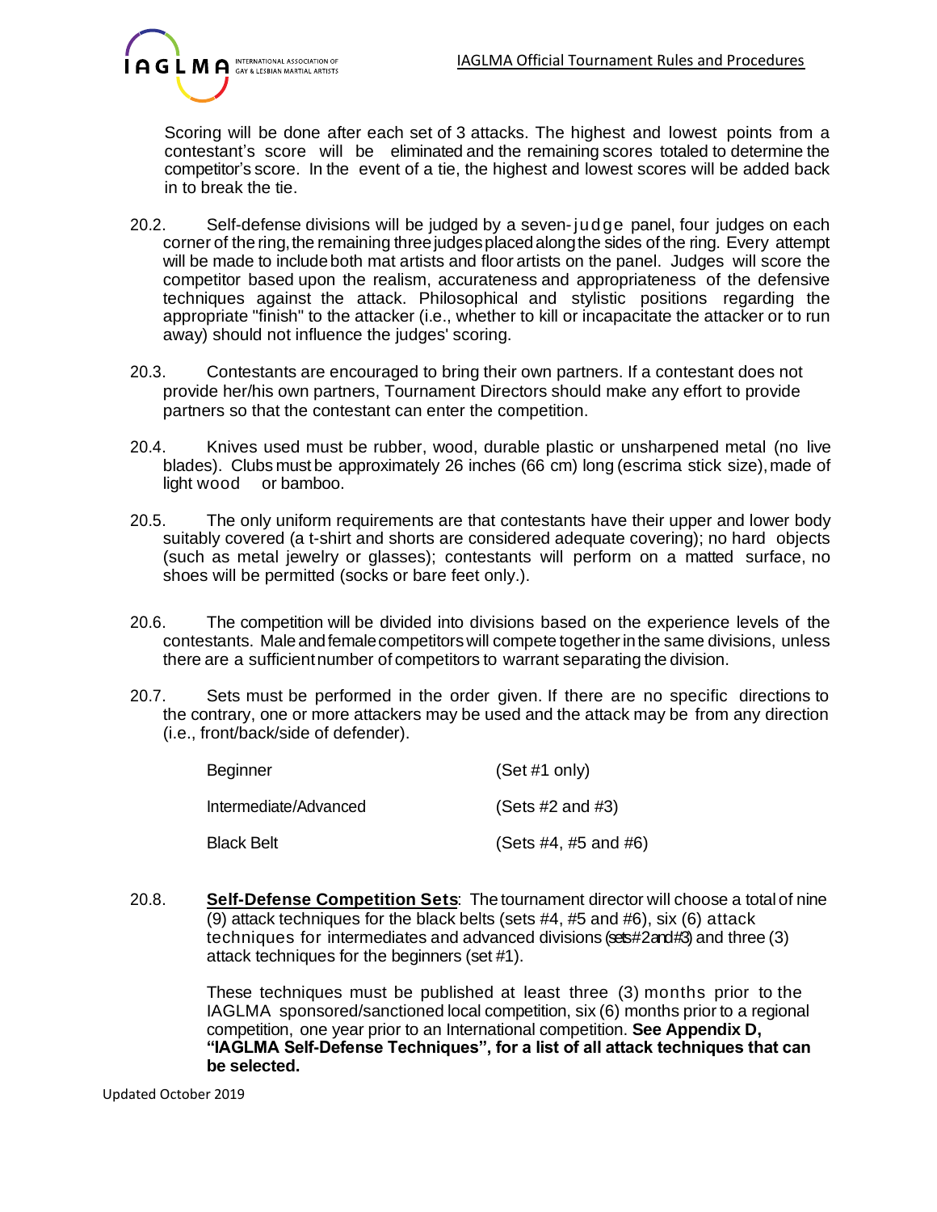Scoring will be done after each set of 3 attacks. The highest and lowest points from a contestant's score will be eliminated and the remaining scores totaled to determine the competitor's score. In the event of a tie, the highest and lowest scores will be added back in to break the tie.

20.2. Self-defense divisions will be judged by a seven-judge panel, four judges on each corner of the ring, the remaining three judges placed along the sides of the ring. Every attempt will be made to include both mat artists and floor artists on the panel. Judges will score the competitor based upon the realism, accurateness and appropriateness of the defensive techniques against the attack. Philosophical and stylistic positions regarding the appropriate "finish" to the attacker (i.e., whether to kill or incapacitate the attacker or to run away) should not influence the judges' scoring.

20.3. Contestants are encouraged to bring their own partners. If a contestant does not provide her/his own partners, Tournament Directors should make any effort to provide partners so that the contestant can enter the competition.

20.4. Knives used must be rubber, wood, durable plastic or unsharpened metal (no live blades). Clubs must be approximately 26 inches (66 cm) long (escrima stick size), made of light wood or bamboo.

20.5. The only uniform requirements are that contestants have their upper and lower body suitably covered (a t-shirt and shorts are considered adequate covering); no hard objects (such as metal jewelry or glasses); contestants will perform on a matted surface, no shoes will be permitted (socks or bare feet only.).

20.6. The competition will be divided into divisions based on the experience levels of the contestants. Male and female competitors will compete together in the same divisions, unless there are a sufficient number of competitors to warrant separating the division.

20.7. Sets must be performed in the order given. If there are no specific directions to the contrary, one or more attackers may be used and the attack may be from any direction (i.e., front/back/side of defender).

| | |
|---|---|
| Beginner | (Set #1 only) |
| Intermediate/Advanced | (Sets #2 and #3) |
| Black Belt | (Sets #4, #5 and #6) |

20.8. **Self-Defense Competition Sets**: The tournament director will choose a total of nine (9) attack techniques for the black belts (sets #4, #5 and #6), six (6) attack techniques for intermediates and advanced divisions (sets #2 and #3) and three (3) attack techniques for the beginners (set #1).

These techniques must be published at least three (3) months prior to the IAGLMA sponsored/sanctioned local competition, six (6) months prior to a regional competition, one year prior to an International competition. **See Appendix D, "IAGLMA Self-Defense Techniques", for a list of all attack techniques that can be selected.**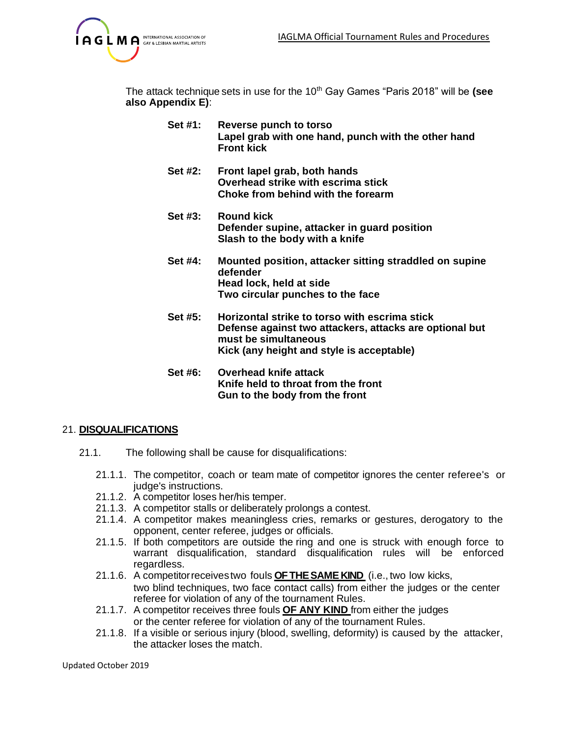The attack technique sets in use for the 10th Gay Games "Paris 2018" will be **(see also Appendix E)**:

**Set #1:** **Reverse punch to torso**
**Lapel grab with one hand, punch with the other hand**
**Front kick**

**Set #2:** **Front lapel grab, both hands**
**Overhead strike with escrima stick**
**Choke from behind with the forearm**

**Set #3:** **Round kick**
**Defender supine, attacker in guard position**
**Slash to the body with a knife**

**Set #4:** **Mounted position, attacker sitting straddled on supine defender**
**Head lock, held at side**
**Two circular punches to the face**

**Set #5:** **Horizontal strike to torso with escrima stick**
**Defense against two attackers, attacks are optional but must be simultaneous**
**Kick (any height and style is acceptable)**

**Set #6:** **Overhead knife attack**
**Knife held to throat from the front**
**Gun to the body from the front**

## 21. DISQUALIFICATIONS

21.1. The following shall be cause for disqualifications:

- 21.1.1. The competitor, coach or team mate of competitor ignores the center referee's or judge's instructions.
- 21.1.2. A competitor loses her/his temper.
- 21.1.3. A competitor stalls or deliberately prolongs a contest.
- 21.1.4. A competitor makes meaningless cries, remarks or gestures, derogatory to the opponent, center referee, judges or officials.
- 21.1.5. If both competitors are outside the ring and one is struck with enough force to warrant disqualification, standard disqualification rules will be enforced regardless.
- 21.1.6. A competitor receives two fouls **OF THE SAME KIND** (i.e., two low kicks, two blind techniques, two face contact calls) from either the judges or the center referee for violation of any of the tournament Rules.
- 21.1.7. A competitor receives three fouls **OF ANY KIND** from either the judges or the center referee for violation of any of the tournament Rules.
- 21.1.8. If a visible or serious injury (blood, swelling, deformity) is caused by the attacker, the attacker loses the match.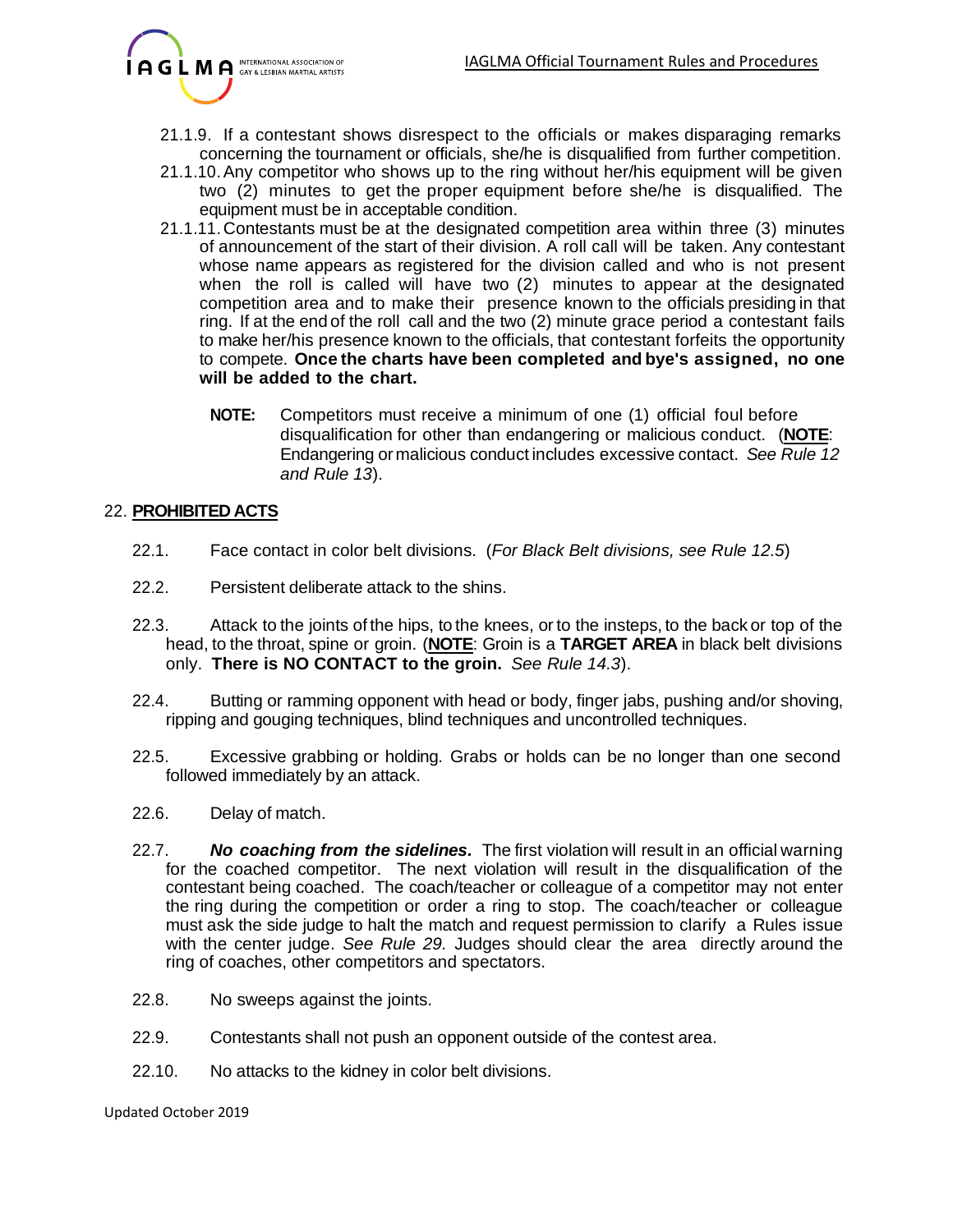21.1.9. If a contestant shows disrespect to the officials or makes disparaging remarks concerning the tournament or officials, she/he is disqualified from further competition.

21.1.10. Any competitor who shows up to the ring without her/his equipment will be given two (2) minutes to get the proper equipment before she/he is disqualified. The equipment must be in acceptable condition.

21.1.11. Contestants must be at the designated competition area within three (3) minutes of announcement of the start of their division. A roll call will be taken. Any contestant whose name appears as registered for the division called and who is not present when the roll is called will have two (2) minutes to appear at the designated competition area and to make their presence known to the officials presiding in that ring. If at the end of the roll call and the two (2) minute grace period a contestant fails to make her/his presence known to the officials, that contestant forfeits the opportunity to compete. **Once the charts have been completed and bye's assigned, no one will be added to the chart.**

> **NOTE:** Competitors must receive a minimum of one (1) official foul before disqualification for other than endangering or malicious conduct. (**NOTE**: Endangering or malicious conduct includes excessive contact. *See Rule 12 and Rule 13*).

## 22. PROHIBITED ACTS

22.1. Face contact in color belt divisions. (*For Black Belt divisions, see Rule 12.5*)

22.2. Persistent deliberate attack to the shins.

22.3. Attack to the joints of the hips, to the knees, or to the insteps, to the back or top of the head, to the throat, spine or groin. (**NOTE**: Groin is a **TARGET AREA** in black belt divisions only. **There is NO CONTACT to the groin.** *See Rule 14.3*).

22.4. Butting or ramming opponent with head or body, finger jabs, pushing and/or shoving, ripping and gouging techniques, blind techniques and uncontrolled techniques.

22.5. Excessive grabbing or holding. Grabs or holds can be no longer than one second followed immediately by an attack.

22.6. Delay of match.

22.7. ***No coaching from the sidelines.*** The first violation will result in an official warning for the coached competitor. The next violation will result in the disqualification of the contestant being coached. The coach/teacher or colleague of a competitor may not enter the ring during the competition or order a ring to stop. The coach/teacher or colleague must ask the side judge to halt the match and request permission to clarify a Rules issue with the center judge. *See Rule 29*. Judges should clear the area directly around the ring of coaches, other competitors and spectators.

22.8. No sweeps against the joints.

22.9. Contestants shall not push an opponent outside of the contest area.

22.10. No attacks to the kidney in color belt divisions.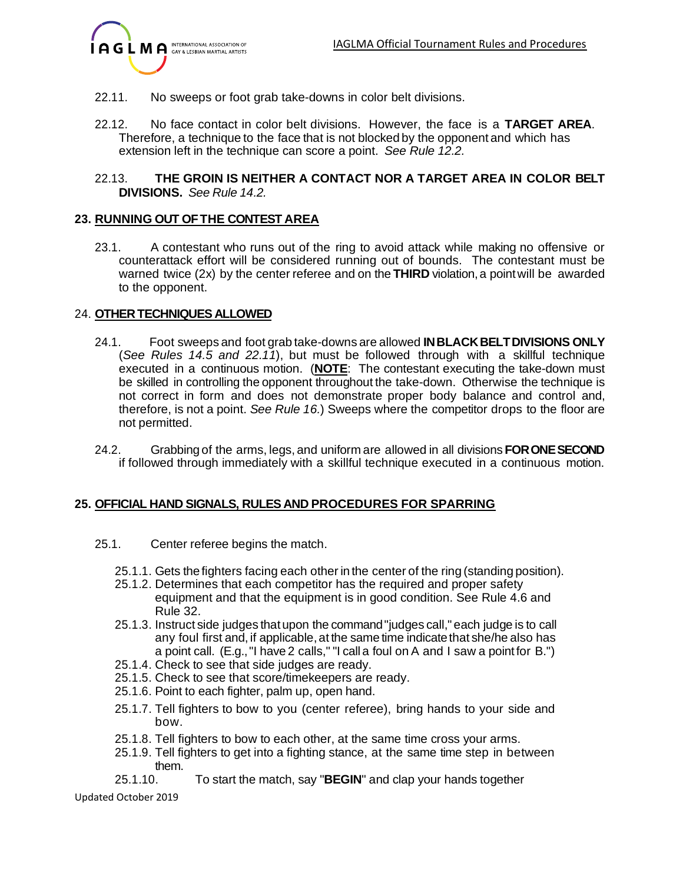22.11. No sweeps or foot grab take-downs in color belt divisions.

22.12. No face contact in color belt divisions. However, the face is a **TARGET AREA**. Therefore, a technique to the face that is not blocked by the opponent and which has extension left in the technique can score a point. *See Rule 12.2.*

22.13. **THE GROIN IS NEITHER A CONTACT NOR A TARGET AREA IN COLOR BELT DIVISIONS.** *See Rule 14.2.*

## 23. RUNNING OUT OF THE CONTEST AREA

23.1. A contestant who runs out of the ring to avoid attack while making no offensive or counterattack effort will be considered running out of bounds. The contestant must be warned twice (2x) by the center referee and on the **THIRD** violation, a point will be awarded to the opponent.

## 24. OTHER TECHNIQUES ALLOWED

24.1. Foot sweeps and foot grab take-downs are allowed **IN BLACK BELT DIVISIONS ONLY** (*See Rules 14.5 and 22.11*), but must be followed through with a skillful technique executed in a continuous motion. (**NOTE**: The contestant executing the take-down must be skilled in controlling the opponent throughout the take-down. Otherwise the technique is not correct in form and does not demonstrate proper body balance and control and, therefore, is not a point. *See Rule 16.*) Sweeps where the competitor drops to the floor are not permitted.

24.2. Grabbing of the arms, legs, and uniform are allowed in all divisions **FOR ONE SECOND** if followed through immediately with a skillful technique executed in a continuous motion.

## 25. OFFICIAL HAND SIGNALS, RULES AND PROCEDURES FOR SPARRING

25.1. Center referee begins the match.

- 25.1.1. Gets the fighters facing each other in the center of the ring (standing position).
- 25.1.2. Determines that each competitor has the required and proper safety equipment and that the equipment is in good condition. See Rule 4.6 and Rule 32.
- 25.1.3. Instruct side judges that upon the command "judges call," each judge is to call any foul first and, if applicable, at the same time indicate that she/he also has a point call. (E.g., "I have 2 calls," "I call a foul on A and I saw a point for B.")
- 25.1.4. Check to see that side judges are ready.
- 25.1.5. Check to see that score/timekeepers are ready.
- 25.1.6. Point to each fighter, palm up, open hand.
- 25.1.7. Tell fighters to bow to you (center referee), bring hands to your side and bow.
- 25.1.8. Tell fighters to bow to each other, at the same time cross your arms.
- 25.1.9. Tell fighters to get into a fighting stance, at the same time step in between them.
- 25.1.10. To start the match, say "**BEGIN**" and clap your hands together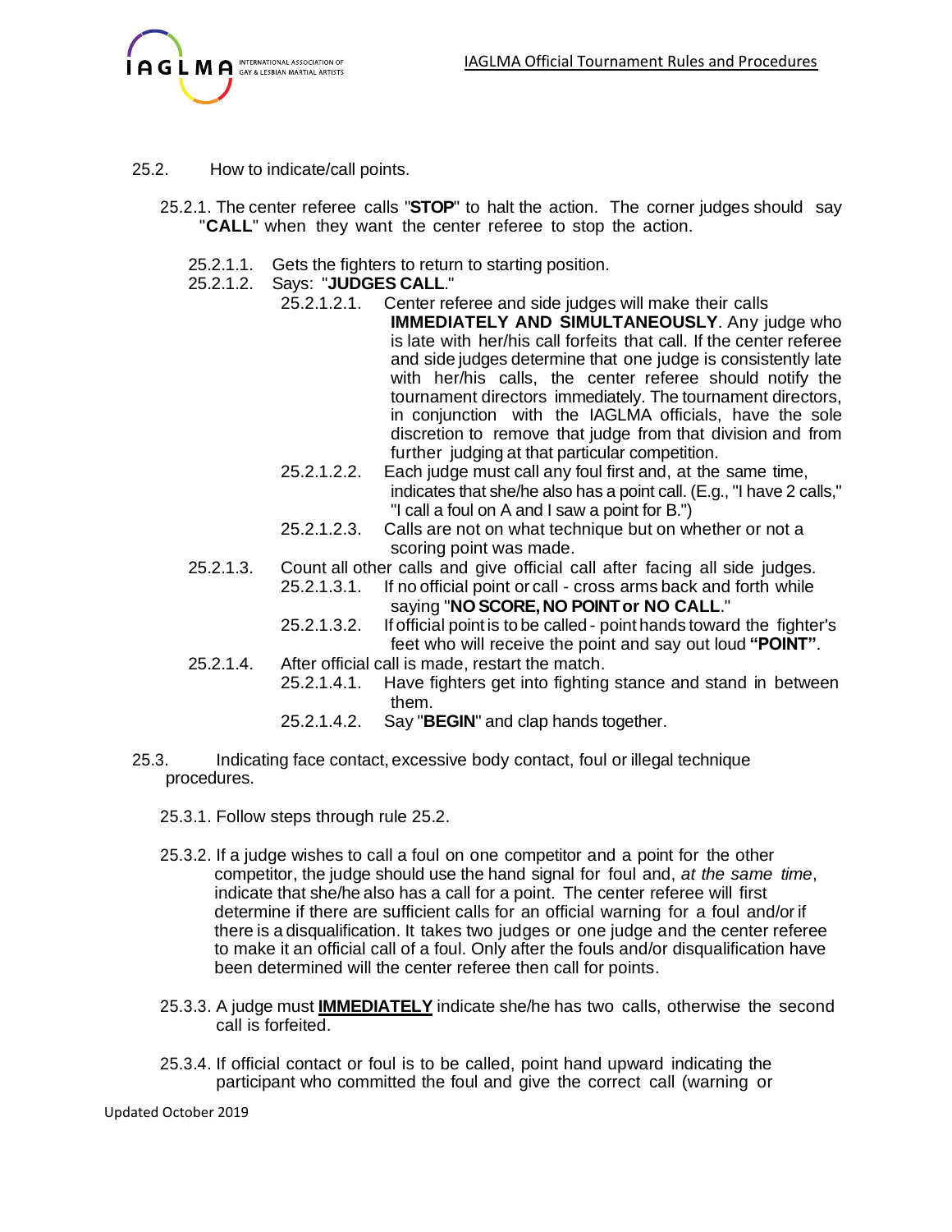25.2. How to indicate/call points.

25.2.1. The center referee calls "**STOP**" to halt the action. The corner judges should say "**CALL**" when they want the center referee to stop the action.

25.2.1.1. Gets the fighters to return to starting position.

25.2.1.2. Says: "**JUDGES CALL**."

25.2.1.2.1. Center referee and side judges will make their calls **IMMEDIATELY AND SIMULTANEOUSLY**. Any judge who is late with her/his call forfeits that call. If the center referee and side judges determine that one judge is consistently late with her/his calls, the center referee should notify the tournament directors immediately. The tournament directors, in conjunction with the IAGLMA officials, have the sole discretion to remove that judge from that division and from further judging at that particular competition.

25.2.1.2.2. Each judge must call any foul first and, at the same time, indicates that she/he also has a point call. (E.g., "I have 2 calls," "I call a foul on A and I saw a point for B.")

25.2.1.2.3. Calls are not on what technique but on whether or not a scoring point was made.

25.2.1.3. Count all other calls and give official call after facing all side judges.

25.2.1.3.1. If no official point or call - cross arms back and forth while saying "**NO SCORE, NO POINT or NO CALL**."

25.2.1.3.2. If official point is to be called - point hands toward the fighter's feet who will receive the point and say out loud **"POINT"**.

25.2.1.4. After official call is made, restart the match.

25.2.1.4.1. Have fighters get into fighting stance and stand in between them.

25.2.1.4.2. Say "**BEGIN**" and clap hands together.

25.3. Indicating face contact, excessive body contact, foul or illegal technique procedures.

25.3.1. Follow steps through rule 25.2.

25.3.2. If a judge wishes to call a foul on one competitor and a point for the other competitor, the judge should use the hand signal for foul and, *at the same time*, indicate that she/he also has a call for a point. The center referee will first determine if there are sufficient calls for an official warning for a foul and/or if there is a disqualification. It takes two judges or one judge and the center referee to make it an official call of a foul. Only after the fouls and/or disqualification have been determined will the center referee then call for points.

25.3.3. A judge must **IMMEDIATELY** indicate she/he has two calls, otherwise the second call is forfeited.

25.3.4. If official contact or foul is to be called, point hand upward indicating the participant who committed the foul and give the correct call (warning or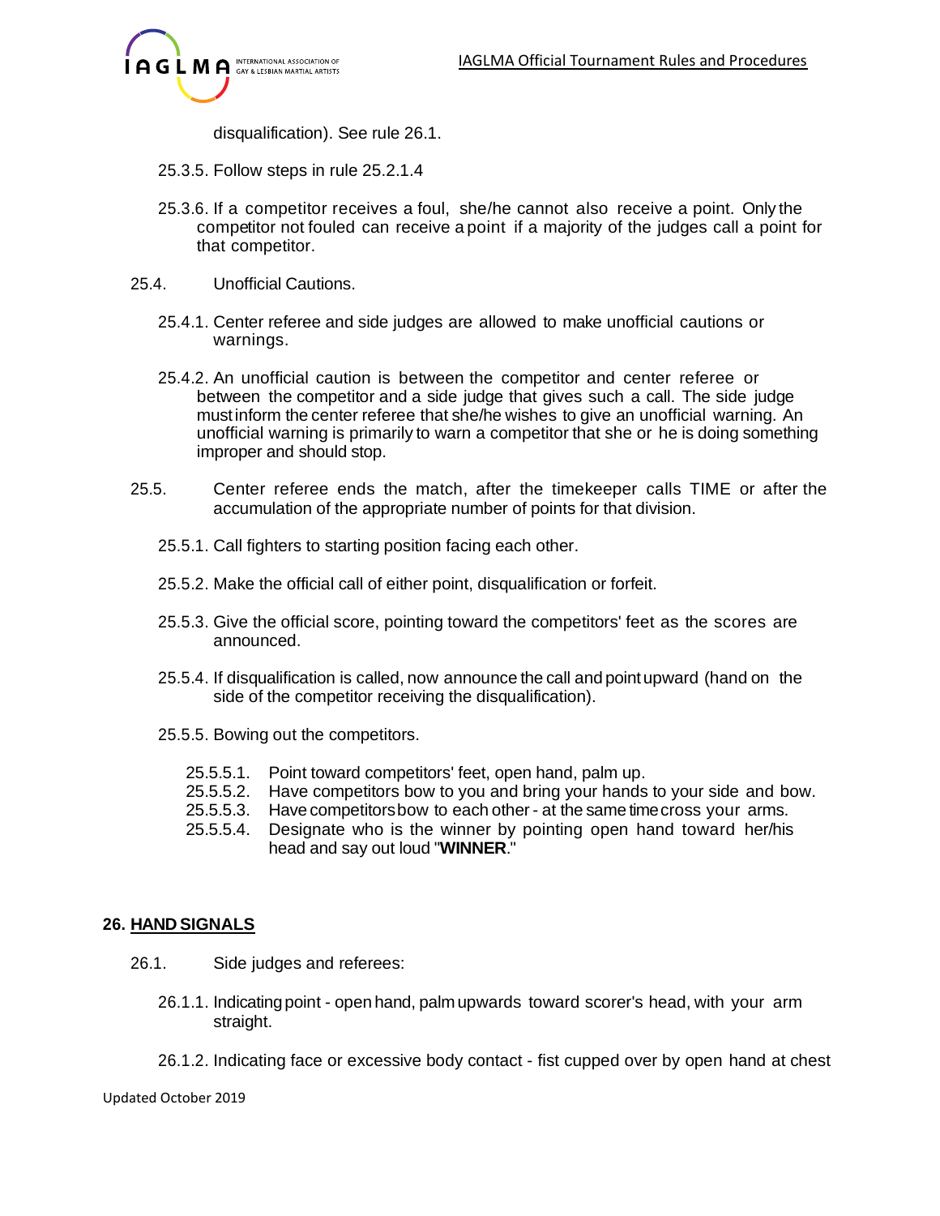disqualification). See rule 26.1.

25.3.5. Follow steps in rule 25.2.1.4

25.3.6. If a competitor receives a foul, she/he cannot also receive a point. Only the competitor not fouled can receive a point if a majority of the judges call a point for that competitor.

25.4. Unofficial Cautions.

25.4.1. Center referee and side judges are allowed to make unofficial cautions or warnings.

25.4.2. An unofficial caution is between the competitor and center referee or between the competitor and a side judge that gives such a call. The side judge must inform the center referee that she/he wishes to give an unofficial warning. An unofficial warning is primarily to warn a competitor that she or he is doing something improper and should stop.

25.5. Center referee ends the match, after the timekeeper calls TIME or after the accumulation of the appropriate number of points for that division.

25.5.1. Call fighters to starting position facing each other.

25.5.2. Make the official call of either point, disqualification or forfeit.

25.5.3. Give the official score, pointing toward the competitors' feet as the scores are announced.

25.5.4. If disqualification is called, now announce the call and point upward (hand on the side of the competitor receiving the disqualification).

25.5.5. Bowing out the competitors.

25.5.5.1. Point toward competitors' feet, open hand, palm up.
25.5.5.2. Have competitors bow to you and bring your hands to your side and bow.
25.5.5.3. Have competitors bow to each other - at the same time cross your arms.
25.5.5.4. Designate who is the winner by pointing open hand toward her/his head and say out loud "**WINNER**."

## 26. HAND SIGNALS

26.1. Side judges and referees:

26.1.1. Indicating point - open hand, palm upwards toward scorer's head, with your arm straight.

26.1.2. Indicating face or excessive body contact - fist cupped over by open hand at chest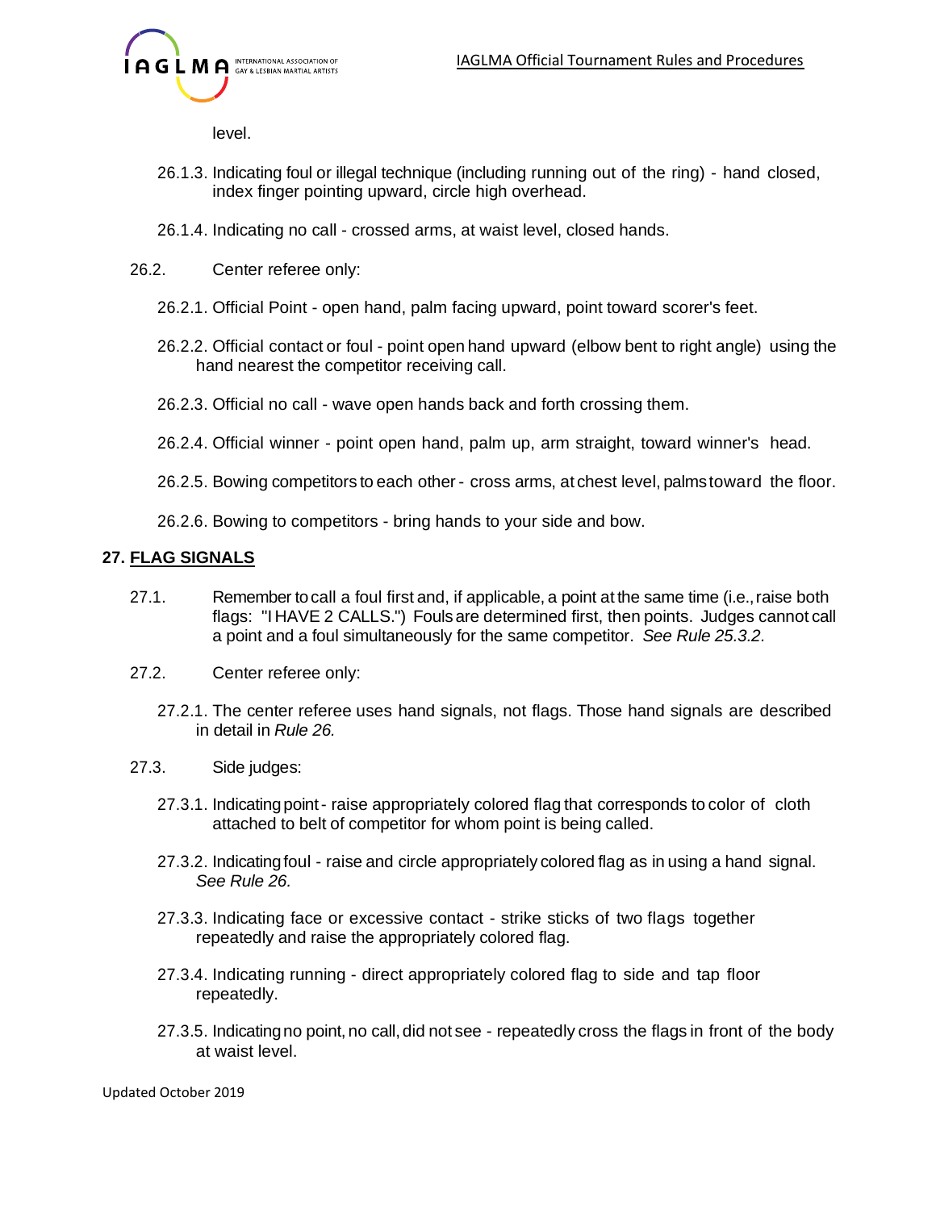level.

26.1.3. Indicating foul or illegal technique (including running out of the ring) - hand closed, index finger pointing upward, circle high overhead.

26.1.4. Indicating no call - crossed arms, at waist level, closed hands.

26.2. Center referee only:

26.2.1. Official Point - open hand, palm facing upward, point toward scorer's feet.

26.2.2. Official contact or foul - point open hand upward (elbow bent to right angle) using the hand nearest the competitor receiving call.

26.2.3. Official no call - wave open hands back and forth crossing them.

26.2.4. Official winner - point open hand, palm up, arm straight, toward winner's head.

26.2.5. Bowing competitors to each other - cross arms, at chest level, palms toward the floor.

26.2.6. Bowing to competitors - bring hands to your side and bow.

## 27. FLAG SIGNALS

27.1. Remember to call a foul first and, if applicable, a point at the same time (i.e., raise both flags: "I HAVE 2 CALLS.") Fouls are determined first, then points. Judges cannot call a point and a foul simultaneously for the same competitor. *See Rule 25.3.2.*

27.2. Center referee only:

27.2.1. The center referee uses hand signals, not flags. Those hand signals are described in detail in *Rule 26.*

27.3. Side judges:

27.3.1. Indicating point - raise appropriately colored flag that corresponds to color of cloth attached to belt of competitor for whom point is being called.

27.3.2. Indicating foul - raise and circle appropriately colored flag as in using a hand signal. *See Rule 26.*

27.3.3. Indicating face or excessive contact - strike sticks of two flags together repeatedly and raise the appropriately colored flag.

27.3.4. Indicating running - direct appropriately colored flag to side and tap floor repeatedly.

27.3.5. Indicating no point, no call, did not see - repeatedly cross the flags in front of the body at waist level.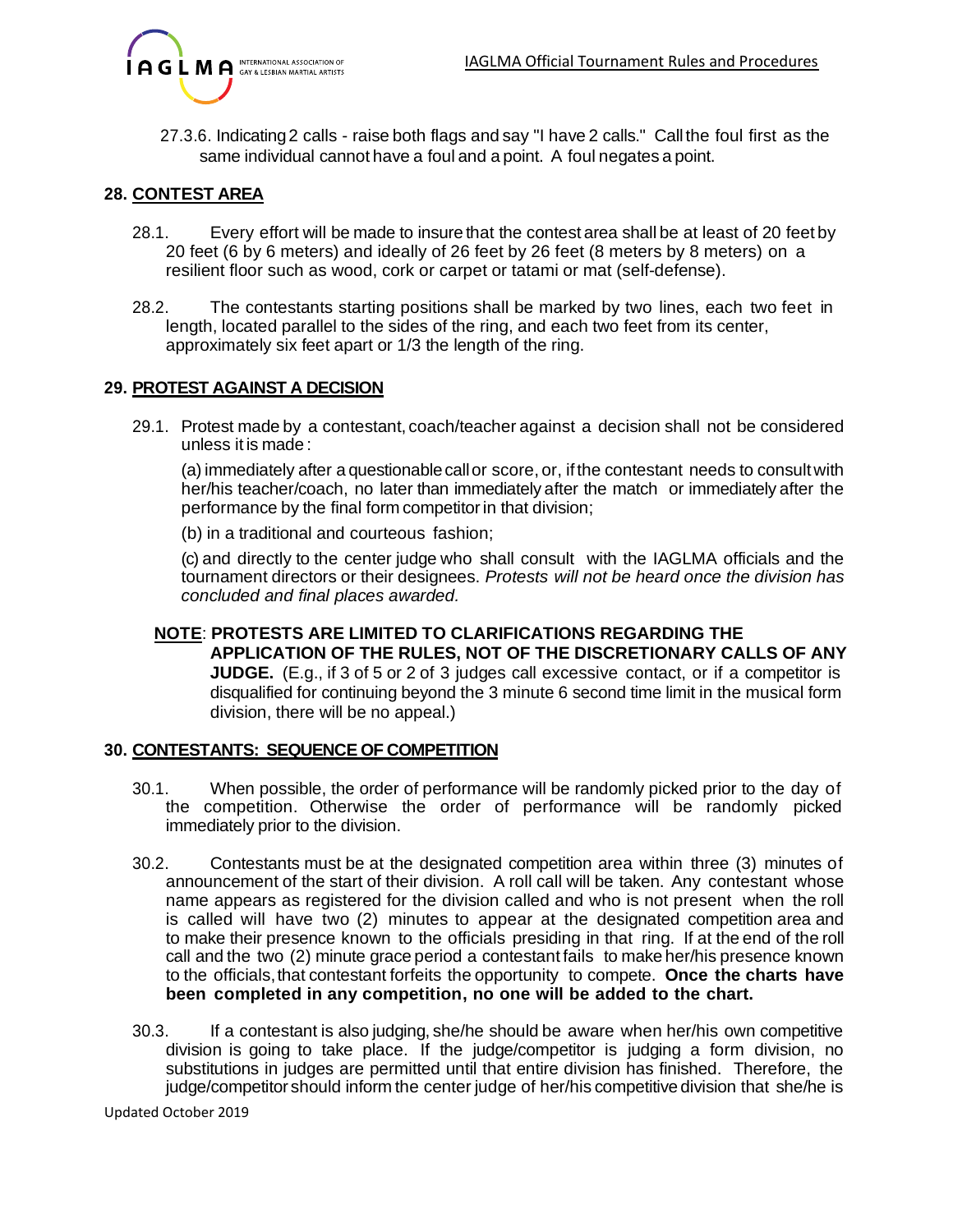27.3.6. Indicating 2 calls - raise both flags and say "I have 2 calls." Call the foul first as the same individual cannot have a foul and a point. A foul negates a point.

## 28. CONTEST AREA

28.1. Every effort will be made to insure that the contest area shall be at least of 20 feet by 20 feet (6 by 6 meters) and ideally of 26 feet by 26 feet (8 meters by 8 meters) on a resilient floor such as wood, cork or carpet or tatami or mat (self-defense).

28.2. The contestants starting positions shall be marked by two lines, each two feet in length, located parallel to the sides of the ring, and each two feet from its center, approximately six feet apart or 1/3 the length of the ring.

## 29. PROTEST AGAINST A DECISION

29.1. Protest made by a contestant, coach/teacher against a decision shall not be considered unless it is made:

(a) immediately after a questionable call or score, or, if the contestant needs to consult with her/his teacher/coach, no later than immediately after the match or immediately after the performance by the final form competitor in that division;

(b) in a traditional and courteous fashion;

(c) and directly to the center judge who shall consult with the IAGLMA officials and the tournament directors or their designees. *Protests will not be heard once the division has concluded and final places awarded.*

**NOTE**: **PROTESTS ARE LIMITED TO CLARIFICATIONS REGARDING THE APPLICATION OF THE RULES, NOT OF THE DISCRETIONARY CALLS OF ANY JUDGE.** (E.g., if 3 of 5 or 2 of 3 judges call excessive contact, or if a competitor is disqualified for continuing beyond the 3 minute 6 second time limit in the musical form division, there will be no appeal.)

## 30. CONTESTANTS: SEQUENCE OF COMPETITION

30.1. When possible, the order of performance will be randomly picked prior to the day of the competition. Otherwise the order of performance will be randomly picked immediately prior to the division.

30.2. Contestants must be at the designated competition area within three (3) minutes of announcement of the start of their division. A roll call will be taken. Any contestant whose name appears as registered for the division called and who is not present when the roll is called will have two (2) minutes to appear at the designated competition area and to make their presence known to the officials presiding in that ring. If at the end of the roll call and the two (2) minute grace period a contestant fails to make her/his presence known to the officials, that contestant forfeits the opportunity to compete. **Once the charts have been completed in any competition, no one will be added to the chart.**

30.3. If a contestant is also judging, she/he should be aware when her/his own competitive division is going to take place. If the judge/competitor is judging a form division, no substitutions in judges are permitted until that entire division has finished. Therefore, the judge/competitor should inform the center judge of her/his competitive division that she/he is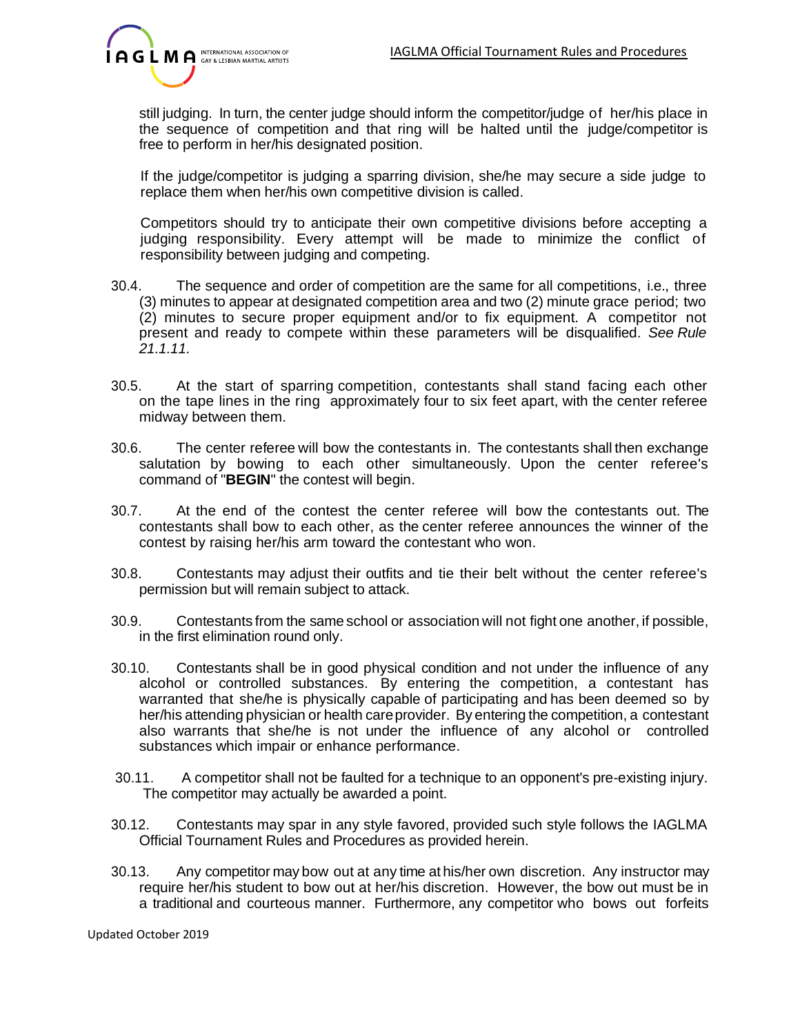still judging. In turn, the center judge should inform the competitor/judge of her/his place in the sequence of competition and that ring will be halted until the judge/competitor is free to perform in her/his designated position.

If the judge/competitor is judging a sparring division, she/he may secure a side judge to replace them when her/his own competitive division is called.

Competitors should try to anticipate their own competitive divisions before accepting a judging responsibility. Every attempt will be made to minimize the conflict of responsibility between judging and competing.

30.4. The sequence and order of competition are the same for all competitions, i.e., three (3) minutes to appear at designated competition area and two (2) minute grace period; two (2) minutes to secure proper equipment and/or to fix equipment. A competitor not present and ready to compete within these parameters will be disqualified. *See Rule 21.1.11.*

30.5. At the start of sparring competition, contestants shall stand facing each other on the tape lines in the ring approximately four to six feet apart, with the center referee midway between them.

30.6. The center referee will bow the contestants in. The contestants shall then exchange salutation by bowing to each other simultaneously. Upon the center referee's command of "**BEGIN**" the contest will begin.

30.7. At the end of the contest the center referee will bow the contestants out. The contestants shall bow to each other, as the center referee announces the winner of the contest by raising her/his arm toward the contestant who won.

30.8. Contestants may adjust their outfits and tie their belt without the center referee's permission but will remain subject to attack.

30.9. Contestants from the same school or association will not fight one another, if possible, in the first elimination round only.

30.10. Contestants shall be in good physical condition and not under the influence of any alcohol or controlled substances. By entering the competition, a contestant has warranted that she/he is physically capable of participating and has been deemed so by her/his attending physician or health care provider. By entering the competition, a contestant also warrants that she/he is not under the influence of any alcohol or controlled substances which impair or enhance performance.

30.11. A competitor shall not be faulted for a technique to an opponent's pre-existing injury. The competitor may actually be awarded a point.

30.12. Contestants may spar in any style favored, provided such style follows the IAGLMA Official Tournament Rules and Procedures as provided herein.

30.13. Any competitor may bow out at any time at his/her own discretion. Any instructor may require her/his student to bow out at her/his discretion. However, the bow out must be in a traditional and courteous manner. Furthermore, any competitor who bows out forfeits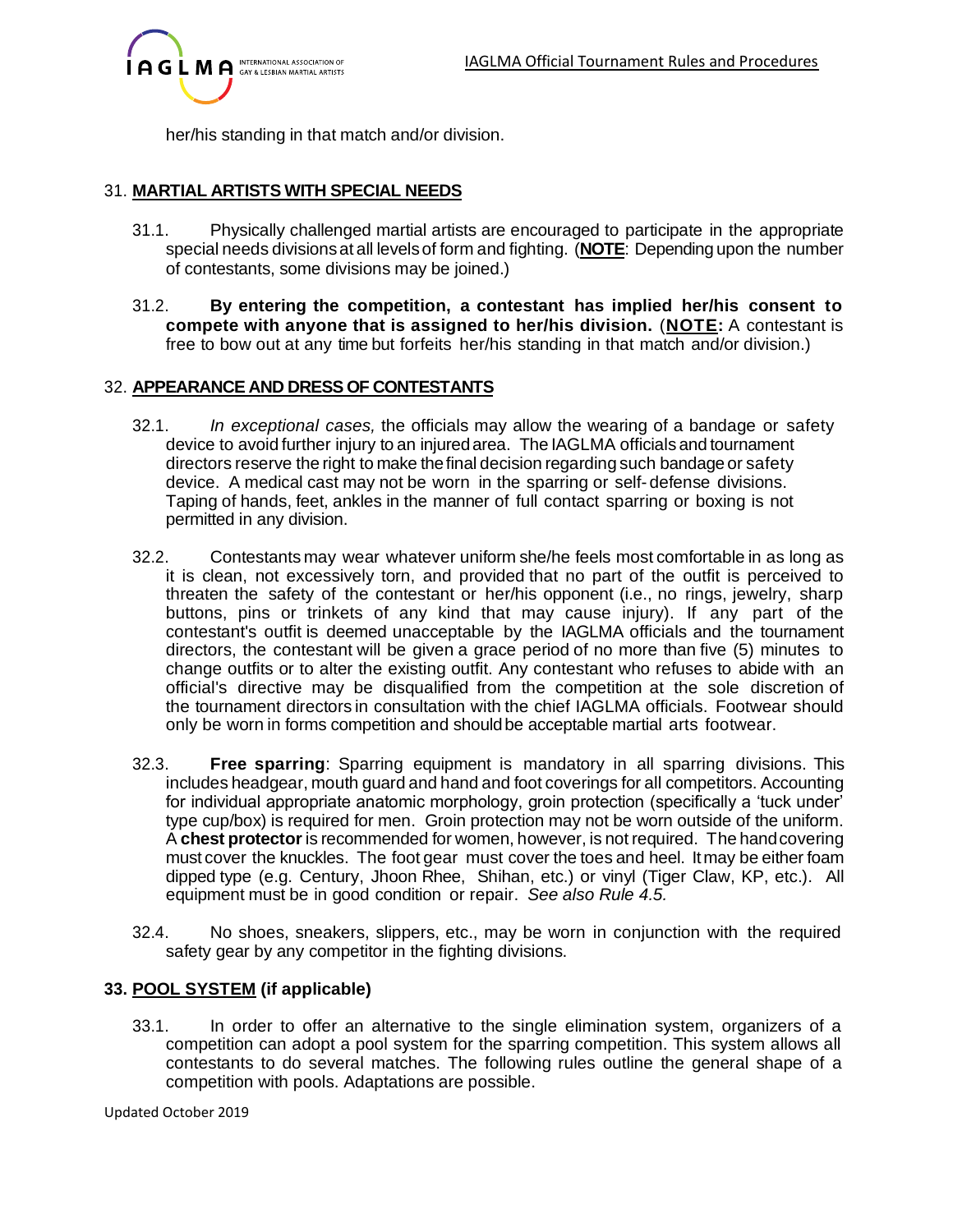her/his standing in that match and/or division.

31. **MARTIAL ARTISTS WITH SPECIAL NEEDS**

31.1. Physically challenged martial artists are encouraged to participate in the appropriate special needs divisions at all levels of form and fighting. (**NOTE**: Depending upon the number of contestants, some divisions may be joined.)

31.2. **By entering the competition, a contestant has implied her/his consent to compete with anyone that is assigned to her/his division.** (**NOTE:** A contestant is free to bow out at any time but forfeits her/his standing in that match and/or division.)

32. **APPEARANCE AND DRESS OF CONTESTANTS**

32.1. *In exceptional cases,* the officials may allow the wearing of a bandage or safety device to avoid further injury to an injured area. The IAGLMA officials and tournament directors reserve the right to make the final decision regarding such bandage or safety device. A medical cast may not be worn in the sparring or self-defense divisions. Taping of hands, feet, ankles in the manner of full contact sparring or boxing is not permitted in any division.

32.2. Contestants may wear whatever uniform she/he feels most comfortable in as long as it is clean, not excessively torn, and provided that no part of the outfit is perceived to threaten the safety of the contestant or her/his opponent (i.e., no rings, jewelry, sharp buttons, pins or trinkets of any kind that may cause injury). If any part of the contestant's outfit is deemed unacceptable by the IAGLMA officials and the tournament directors, the contestant will be given a grace period of no more than five (5) minutes to change outfits or to alter the existing outfit. Any contestant who refuses to abide with an official's directive may be disqualified from the competition at the sole discretion of the tournament directors in consultation with the chief IAGLMA officials. Footwear should only be worn in forms competition and should be acceptable martial arts footwear.

32.3. **Free sparring**: Sparring equipment is mandatory in all sparring divisions. This includes headgear, mouth guard and hand and foot coverings for all competitors. Accounting for individual appropriate anatomic morphology, groin protection (specifically a 'tuck under' type cup/box) is required for men. Groin protection may not be worn outside of the uniform. A **chest protector** is recommended for women, however, is not required. The hand covering must cover the knuckles. The foot gear must cover the toes and heel. It may be either foam dipped type (e.g. Century, Jhoon Rhee, Shihan, etc.) or vinyl (Tiger Claw, KP, etc.). All equipment must be in good condition or repair. *See also Rule 4.5.*

32.4. No shoes, sneakers, slippers, etc., may be worn in conjunction with the required safety gear by any competitor in the fighting divisions.

**33. POOL SYSTEM (if applicable)**

33.1. In order to offer an alternative to the single elimination system, organizers of a competition can adopt a pool system for the sparring competition. This system allows all contestants to do several matches. The following rules outline the general shape of a competition with pools. Adaptations are possible.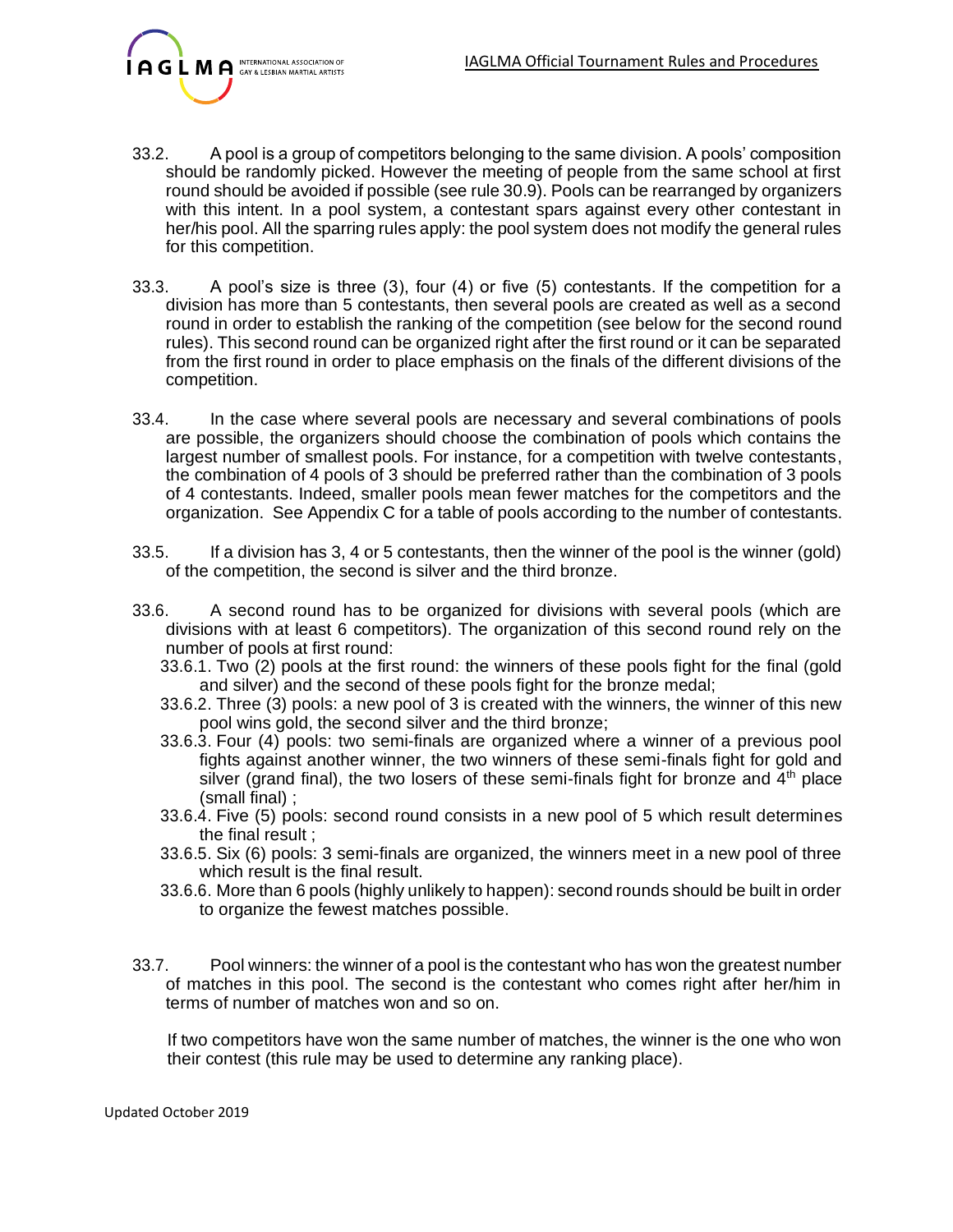33.2. A pool is a group of competitors belonging to the same division. A pools' composition should be randomly picked. However the meeting of people from the same school at first round should be avoided if possible (see rule 30.9). Pools can be rearranged by organizers with this intent. In a pool system, a contestant spars against every other contestant in her/his pool. All the sparring rules apply: the pool system does not modify the general rules for this competition.

33.3. A pool's size is three (3), four (4) or five (5) contestants. If the competition for a division has more than 5 contestants, then several pools are created as well as a second round in order to establish the ranking of the competition (see below for the second round rules). This second round can be organized right after the first round or it can be separated from the first round in order to place emphasis on the finals of the different divisions of the competition.

33.4. In the case where several pools are necessary and several combinations of pools are possible, the organizers should choose the combination of pools which contains the largest number of smallest pools. For instance, for a competition with twelve contestants, the combination of 4 pools of 3 should be preferred rather than the combination of 3 pools of 4 contestants. Indeed, smaller pools mean fewer matches for the competitors and the organization. See Appendix C for a table of pools according to the number of contestants.

33.5. If a division has 3, 4 or 5 contestants, then the winner of the pool is the winner (gold) of the competition, the second is silver and the third bronze.

33.6. A second round has to be organized for divisions with several pools (which are divisions with at least 6 competitors). The organization of this second round rely on the number of pools at first round:

- 33.6.1. Two (2) pools at the first round: the winners of these pools fight for the final (gold and silver) and the second of these pools fight for the bronze medal;
- 33.6.2. Three (3) pools: a new pool of 3 is created with the winners, the winner of this new pool wins gold, the second silver and the third bronze;
- 33.6.3. Four (4) pools: two semi-finals are organized where a winner of a previous pool fights against another winner, the two winners of these semi-finals fight for gold and silver (grand final), the two losers of these semi-finals fight for bronze and 4th place (small final) ;
- 33.6.4. Five (5) pools: second round consists in a new pool of 5 which result determines the final result ;
- 33.6.5. Six (6) pools: 3 semi-finals are organized, the winners meet in a new pool of three which result is the final result.
- 33.6.6. More than 6 pools (highly unlikely to happen): second rounds should be built in order to organize the fewest matches possible.

33.7. Pool winners: the winner of a pool is the contestant who has won the greatest number of matches in this pool. The second is the contestant who comes right after her/him in terms of number of matches won and so on.

If two competitors have won the same number of matches, the winner is the one who won their contest (this rule may be used to determine any ranking place).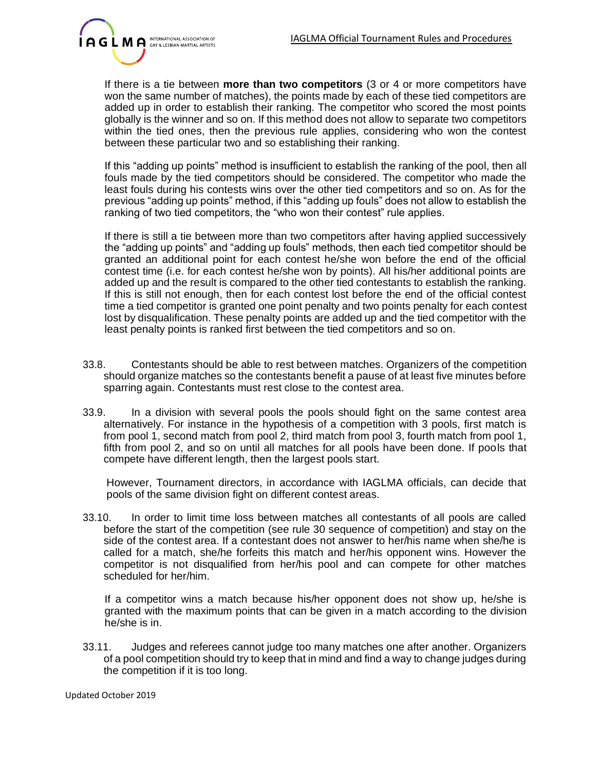If there is a tie between **more than two competitors** (3 or 4 or more competitors have won the same number of matches), the points made by each of these tied competitors are added up in order to establish their ranking. The competitor who scored the most points globally is the winner and so on. If this method does not allow to separate two competitors within the tied ones, then the previous rule applies, considering who won the contest between these particular two and so establishing their ranking.

If this "adding up points" method is insufficient to establish the ranking of the pool, then all fouls made by the tied competitors should be considered. The competitor who made the least fouls during his contests wins over the other tied competitors and so on. As for the previous "adding up points" method, if this "adding up fouls" does not allow to establish the ranking of two tied competitors, the "who won their contest" rule applies.

If there is still a tie between more than two competitors after having applied successively the "adding up points" and "adding up fouls" methods, then each tied competitor should be granted an additional point for each contest he/she won before the end of the official contest time (i.e. for each contest he/she won by points). All his/her additional points are added up and the result is compared to the other tied contestants to establish the ranking. If this is still not enough, then for each contest lost before the end of the official contest time a tied competitor is granted one point penalty and two points penalty for each contest lost by disqualification. These penalty points are added up and the tied competitor with the least penalty points is ranked first between the tied competitors and so on.

33.8. Contestants should be able to rest between matches. Organizers of the competition should organize matches so the contestants benefit a pause of at least five minutes before sparring again. Contestants must rest close to the contest area.

33.9. In a division with several pools the pools should fight on the same contest area alternatively. For instance in the hypothesis of a competition with 3 pools, first match is from pool 1, second match from pool 2, third match from pool 3, fourth match from pool 1, fifth from pool 2, and so on until all matches for all pools have been done. If pools that compete have different length, then the largest pools start.

However, Tournament directors, in accordance with IAGLMA officials, can decide that pools of the same division fight on different contest areas.

33.10. In order to limit time loss between matches all contestants of all pools are called before the start of the competition (see rule 30 sequence of competition) and stay on the side of the contest area. If a contestant does not answer to her/his name when she/he is called for a match, she/he forfeits this match and her/his opponent wins. However the competitor is not disqualified from her/his pool and can compete for other matches scheduled for her/him.

If a competitor wins a match because his/her opponent does not show up, he/she is granted with the maximum points that can be given in a match according to the division he/she is in.

33.11. Judges and referees cannot judge too many matches one after another. Organizers of a pool competition should try to keep that in mind and find a way to change judges during the competition if it is too long.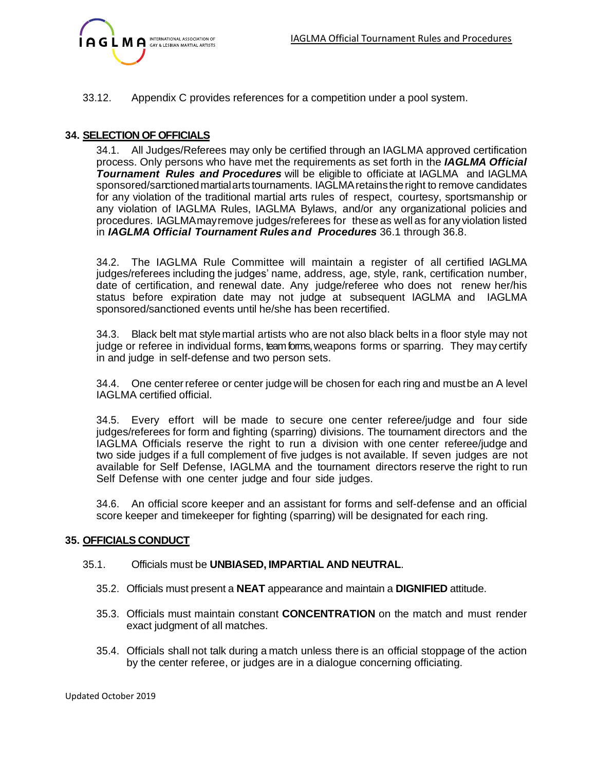33.12. Appendix C provides references for a competition under a pool system.

## 34. SELECTION OF OFFICIALS

34.1. All Judges/Referees may only be certified through an IAGLMA approved certification process. Only persons who have met the requirements as set forth in the ***IAGLMA Official Tournament Rules and Procedures*** will be eligible to officiate at IAGLMA and IAGLMA sponsored/sanctioned martial arts tournaments. IAGLMA retains the right to remove candidates for any violation of the traditional martial arts rules of respect, courtesy, sportsmanship or any violation of IAGLMA Rules, IAGLMA Bylaws, and/or any organizational policies and procedures. IAGLMA may remove judges/referees for these as well as for any violation listed in ***IAGLMA Official Tournament Rules and Procedures*** 36.1 through 36.8.

34.2. The IAGLMA Rule Committee will maintain a register of all certified IAGLMA judges/referees including the judges' name, address, age, style, rank, certification number, date of certification, and renewal date. Any judge/referee who does not renew her/his status before expiration date may not judge at subsequent IAGLMA and IAGLMA sponsored/sanctioned events until he/she has been recertified.

34.3. Black belt mat style martial artists who are not also black belts in a floor style may not judge or referee in individual forms, team forms, weapons forms or sparring. They may certify in and judge in self-defense and two person sets.

34.4. One center referee or center judge will be chosen for each ring and must be an A level IAGLMA certified official.

34.5. Every effort will be made to secure one center referee/judge and four side judges/referees for form and fighting (sparring) divisions. The tournament directors and the IAGLMA Officials reserve the right to run a division with one center referee/judge and two side judges if a full complement of five judges is not available. If seven judges are not available for Self Defense, IAGLMA and the tournament directors reserve the right to run Self Defense with one center judge and four side judges.

34.6. An official score keeper and an assistant for forms and self-defense and an official score keeper and timekeeper for fighting (sparring) will be designated for each ring.

## 35. OFFICIALS CONDUCT

35.1. Officials must be **UNBIASED, IMPARTIAL AND NEUTRAL**.

35.2. Officials must present a **NEAT** appearance and maintain a **DIGNIFIED** attitude.

35.3. Officials must maintain constant **CONCENTRATION** on the match and must render exact judgment of all matches.

35.4. Officials shall not talk during a match unless there is an official stoppage of the action by the center referee, or judges are in a dialogue concerning officiating.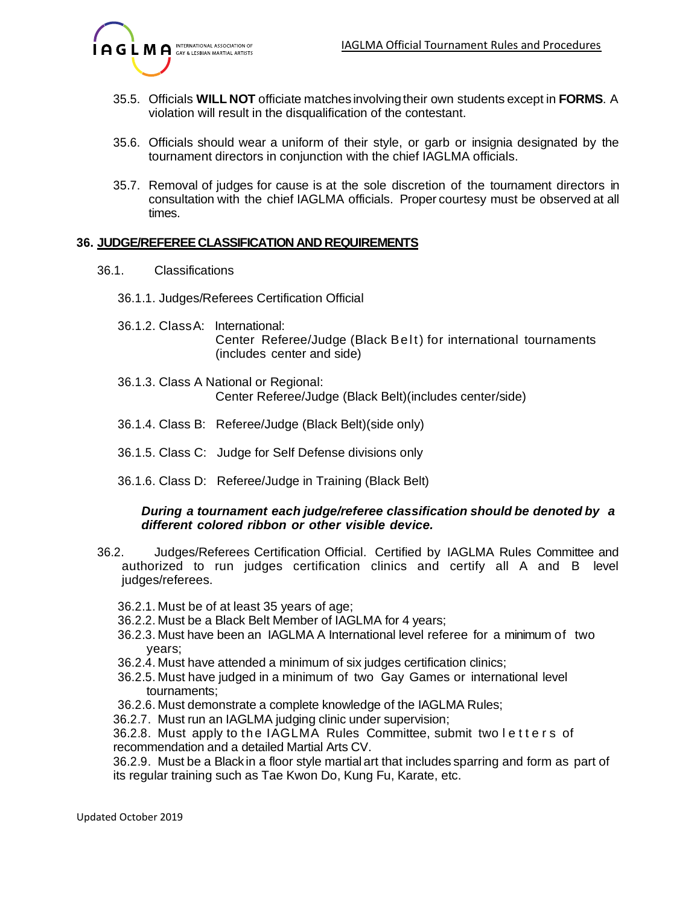35.5. Officials **WILL NOT** officiate matches involving their own students except in **FORMS**. A violation will result in the disqualification of the contestant.

35.6. Officials should wear a uniform of their style, or garb or insignia designated by the tournament directors in conjunction with the chief IAGLMA officials.

35.7. Removal of judges for cause is at the sole discretion of the tournament directors in consultation with the chief IAGLMA officials. Proper courtesy must be observed at all times.

## 36. JUDGE/REFEREE CLASSIFICATION AND REQUIREMENTS

36.1. Classifications

36.1.1. Judges/Referees Certification Official

36.1.2. Class A: International:
Center Referee/Judge (Black Belt) for international tournaments (includes center and side)

36.1.3. Class A National or Regional:
Center Referee/Judge (Black Belt)(includes center/side)

36.1.4. Class B: Referee/Judge (Black Belt)(side only)

36.1.5. Class C: Judge for Self Defense divisions only

36.1.6. Class D: Referee/Judge in Training (Black Belt)

***During a tournament each judge/referee classification should be denoted by a different colored ribbon or other visible device.***

36.2. Judges/Referees Certification Official. Certified by IAGLMA Rules Committee and authorized to run judges certification clinics and certify all A and B level judges/referees.

36.2.1. Must be of at least 35 years of age;
36.2.2. Must be a Black Belt Member of IAGLMA for 4 years;
36.2.3. Must have been an IAGLMA A International level referee for a minimum of two years;
36.2.4. Must have attended a minimum of six judges certification clinics;
36.2.5. Must have judged in a minimum of two Gay Games or international level tournaments;
36.2.6. Must demonstrate a complete knowledge of the IAGLMA Rules;
36.2.7. Must run an IAGLMA judging clinic under supervision;
36.2.8. Must apply to the IAGLMA Rules Committee, submit two letters of recommendation and a detailed Martial Arts CV.
36.2.9. Must be a Black in a floor style martial art that includes sparring and form as part of its regular training such as Tae Kwon Do, Kung Fu, Karate, etc.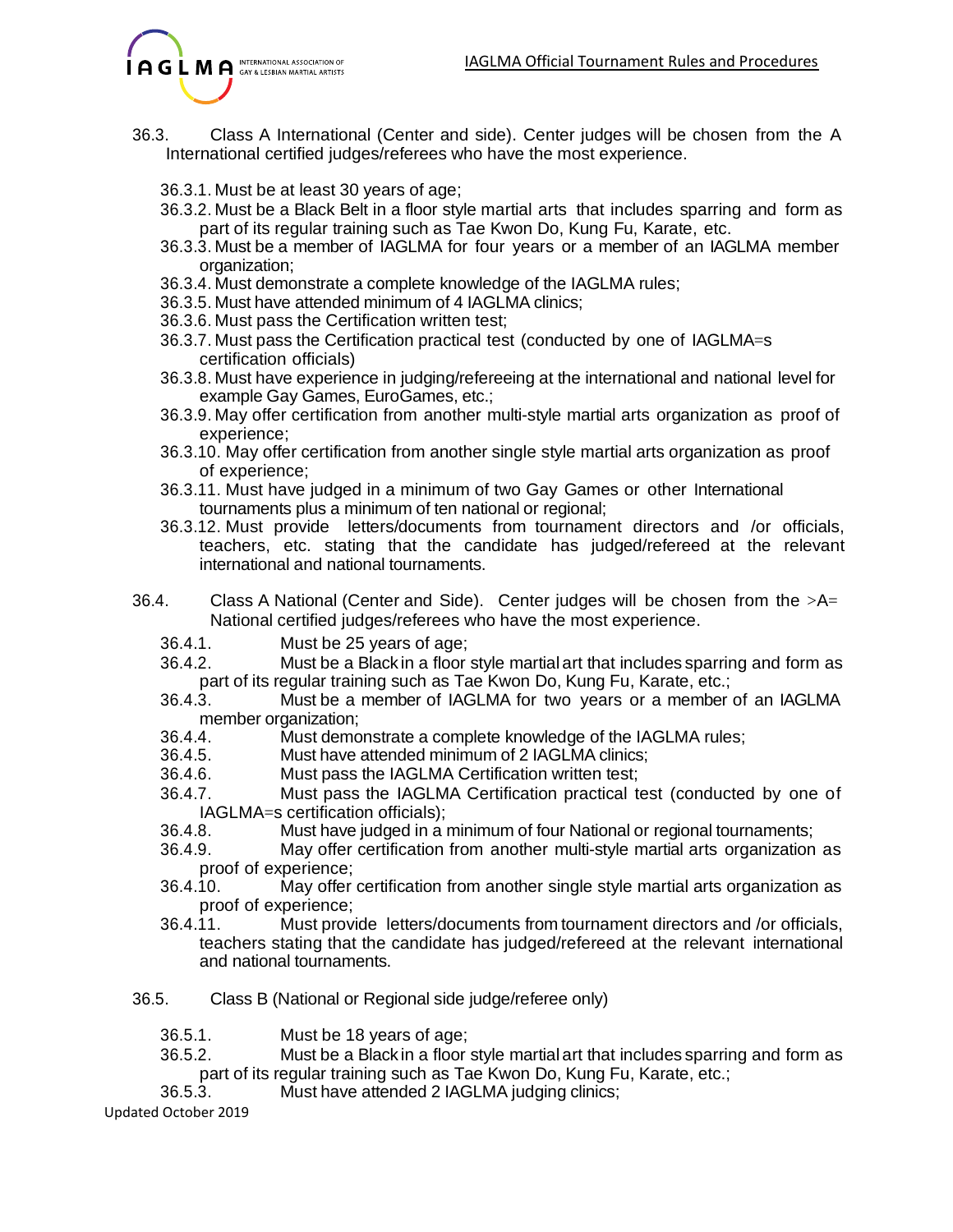36.3. Class A International (Center and side). Center judges will be chosen from the A International certified judges/referees who have the most experience.

- 36.3.1. Must be at least 30 years of age;
- 36.3.2. Must be a Black Belt in a floor style martial arts that includes sparring and form as part of its regular training such as Tae Kwon Do, Kung Fu, Karate, etc.
- 36.3.3. Must be a member of IAGLMA for four years or a member of an IAGLMA member organization;
- 36.3.4. Must demonstrate a complete knowledge of the IAGLMA rules;
- 36.3.5. Must have attended minimum of 4 IAGLMA clinics;
- 36.3.6. Must pass the Certification written test;
- 36.3.7. Must pass the Certification practical test (conducted by one of IAGLMA=s certification officials)
- 36.3.8. Must have experience in judging/refereeing at the international and national level for example Gay Games, EuroGames, etc.;
- 36.3.9. May offer certification from another multi-style martial arts organization as proof of experience;
- 36.3.10. May offer certification from another single style martial arts organization as proof of experience;
- 36.3.11. Must have judged in a minimum of two Gay Games or other International tournaments plus a minimum of ten national or regional;
- 36.3.12. Must provide letters/documents from tournament directors and /or officials, teachers, etc. stating that the candidate has judged/refereed at the relevant international and national tournaments.

36.4. Class A National (Center and Side). Center judges will be chosen from the >A= National certified judges/referees who have the most experience.

- 36.4.1. Must be 25 years of age;
- 36.4.2. Must be a Black in a floor style martial art that includes sparring and form as part of its regular training such as Tae Kwon Do, Kung Fu, Karate, etc.;
- 36.4.3. Must be a member of IAGLMA for two years or a member of an IAGLMA member organization;
- 36.4.4. Must demonstrate a complete knowledge of the IAGLMA rules;
- 36.4.5. Must have attended minimum of 2 IAGLMA clinics;
- 36.4.6. Must pass the IAGLMA Certification written test;
- 36.4.7. Must pass the IAGLMA Certification practical test (conducted by one of IAGLMA=s certification officials);
- 36.4.8. Must have judged in a minimum of four National or regional tournaments;
- 36.4.9. May offer certification from another multi-style martial arts organization as proof of experience;
- 36.4.10. May offer certification from another single style martial arts organization as proof of experience;
- 36.4.11. Must provide letters/documents from tournament directors and /or officials, teachers stating that the candidate has judged/refereed at the relevant international and national tournaments.

36.5. Class B (National or Regional side judge/referee only)

- 36.5.1. Must be 18 years of age;
- 36.5.2. Must be a Black in a floor style martial art that includes sparring and form as part of its regular training such as Tae Kwon Do, Kung Fu, Karate, etc.;
- 36.5.3. Must have attended 2 IAGLMA judging clinics;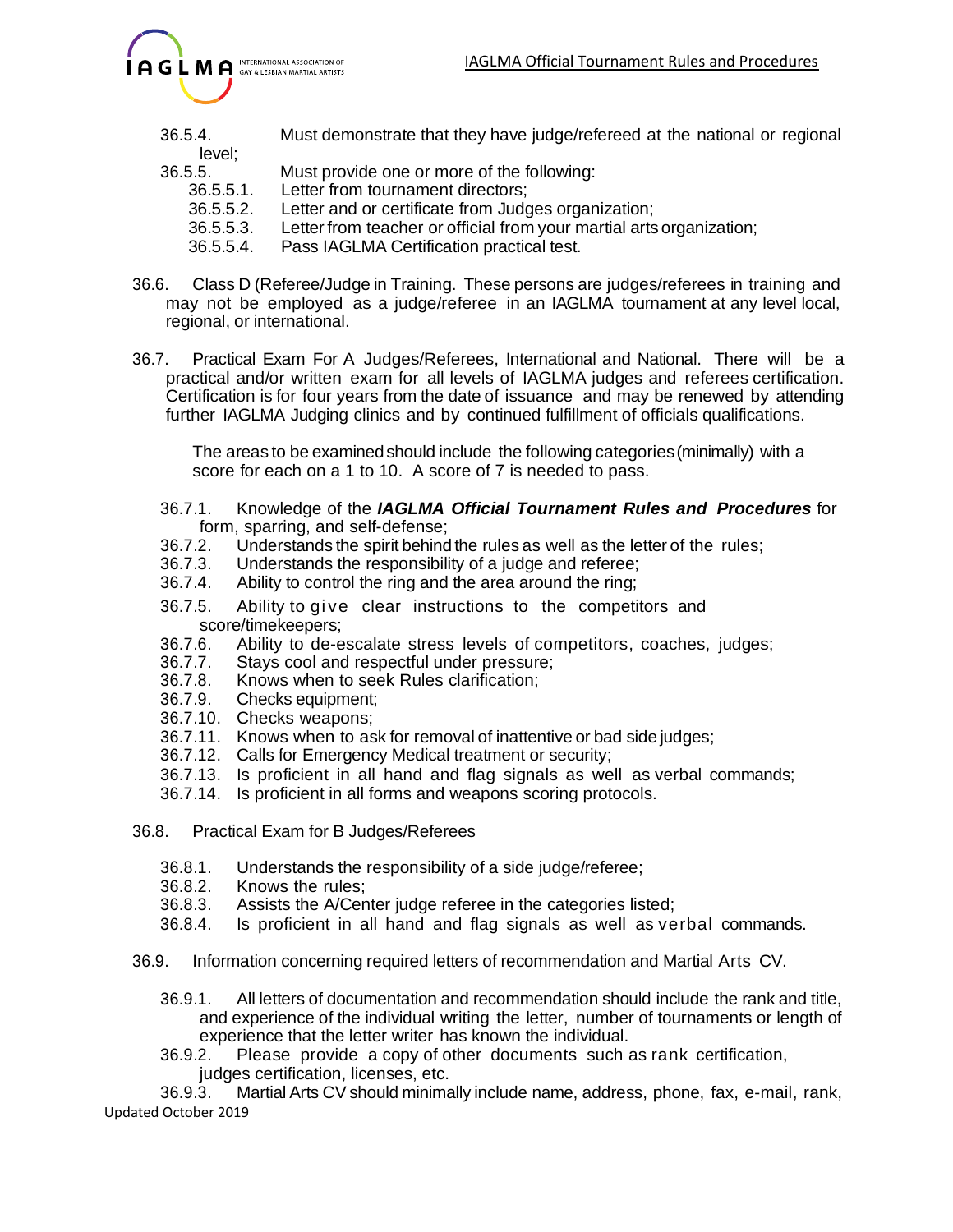36.5.4. Must demonstrate that they have judge/refereed at the national or regional level;

36.5.5. Must provide one or more of the following:

- 36.5.5.1. Letter from tournament directors;
- 36.5.5.2. Letter and or certificate from Judges organization;
- 36.5.5.3. Letter from teacher or official from your martial arts organization;
- 36.5.5.4. Pass IAGLMA Certification practical test.

36.6. Class D (Referee/Judge in Training. These persons are judges/referees in training and may not be employed as a judge/referee in an IAGLMA tournament at any level local, regional, or international.

36.7. Practical Exam For A Judges/Referees, International and National. There will be a practical and/or written exam for all levels of IAGLMA judges and referees certification. Certification is for four years from the date of issuance and may be renewed by attending further IAGLMA Judging clinics and by continued fulfillment of officials qualifications.

The areas to be examined should include the following categories (minimally) with a score for each on a 1 to 10. A score of 7 is needed to pass.

- 36.7.1. Knowledge of the ***IAGLMA Official Tournament Rules and Procedures*** for form, sparring, and self-defense;
- 36.7.2. Understands the spirit behind the rules as well as the letter of the rules;
- 36.7.3. Understands the responsibility of a judge and referee;
- 36.7.4. Ability to control the ring and the area around the ring;
- 36.7.5. Ability to give clear instructions to the competitors and score/timekeepers;
- 36.7.6. Ability to de-escalate stress levels of competitors, coaches, judges;
- 36.7.7. Stays cool and respectful under pressure;
- 36.7.8. Knows when to seek Rules clarification;
- 36.7.9. Checks equipment;
- 36.7.10. Checks weapons;
- 36.7.11. Knows when to ask for removal of inattentive or bad side judges;
- 36.7.12. Calls for Emergency Medical treatment or security;
- 36.7.13. Is proficient in all hand and flag signals as well as verbal commands;
- 36.7.14. Is proficient in all forms and weapons scoring protocols.

36.8. Practical Exam for B Judges/Referees

- 36.8.1. Understands the responsibility of a side judge/referee;
- 36.8.2. Knows the rules;
- 36.8.3. Assists the A/Center judge referee in the categories listed;
- 36.8.4. Is proficient in all hand and flag signals as well as verbal commands.

36.9. Information concerning required letters of recommendation and Martial Arts CV.

- 36.9.1. All letters of documentation and recommendation should include the rank and title, and experience of the individual writing the letter, number of tournaments or length of experience that the letter writer has known the individual.
- 36.9.2. Please provide a copy of other documents such as rank certification, judges certification, licenses, etc.
- 36.9.3. Martial Arts CV should minimally include name, address, phone, fax, e-mail, rank,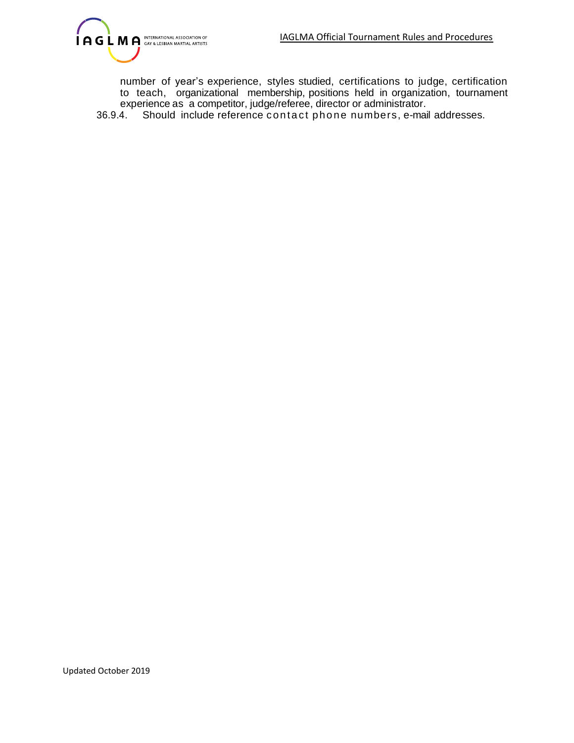number of year's experience, styles studied, certifications to judge, certification to teach, organizational membership, positions held in organization, tournament experience as a competitor, judge/referee, director or administrator.

36.9.4. Should include reference contact phone numbers, e-mail addresses.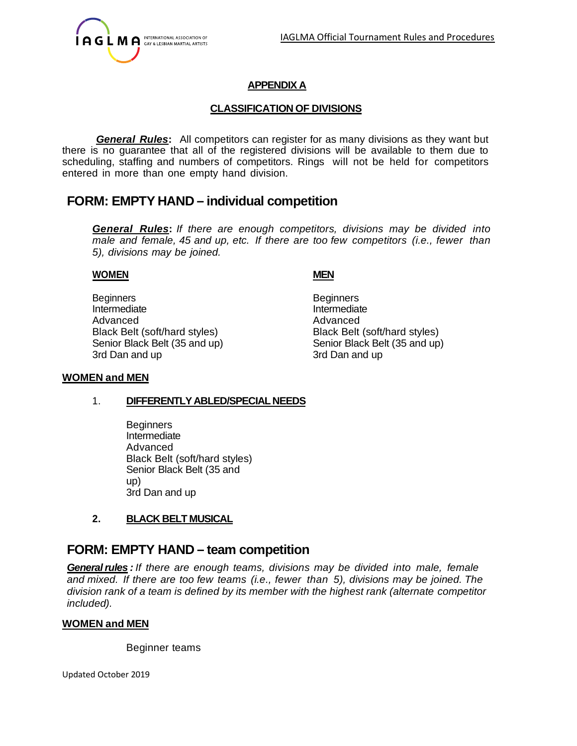## APPENDIX A

## CLASSIFICATION OF DIVISIONS

***General Rules*:** All competitors can register for as many divisions as they want but there is no guarantee that all of the registered divisions will be available to them due to scheduling, staffing and numbers of competitors. Rings will not be held for competitors entered in more than one empty hand division.

# FORM: EMPTY HAND – individual competition

***General Rules*:** *If there are enough competitors, divisions may be divided into male and female, 45 and up, etc. If there are too few competitors (i.e., fewer than 5), divisions may be joined.*

**WOMEN**

Beginners
Intermediate
Advanced
Black Belt (soft/hard styles)
Senior Black Belt (35 and up)
3rd Dan and up

**MEN**

Beginners
Intermediate
Advanced
Black Belt (soft/hard styles)
Senior Black Belt (35 and up)
3rd Dan and up

**WOMEN and MEN**

1. **DIFFERENTLY ABLED/SPECIAL NEEDS**

   Beginners
   Intermediate
   Advanced
   Black Belt (soft/hard styles)
   Senior Black Belt (35 and up)
   3rd Dan and up

2. **BLACK BELT MUSICAL**

# FORM: EMPTY HAND – team competition

***General rules* :** *If there are enough teams, divisions may be divided into male, female and mixed. If there are too few teams (i.e., fewer than 5), divisions may be joined. The division rank of a team is defined by its member with the highest rank (alternate competitor included).*

**WOMEN and MEN**

Beginner teams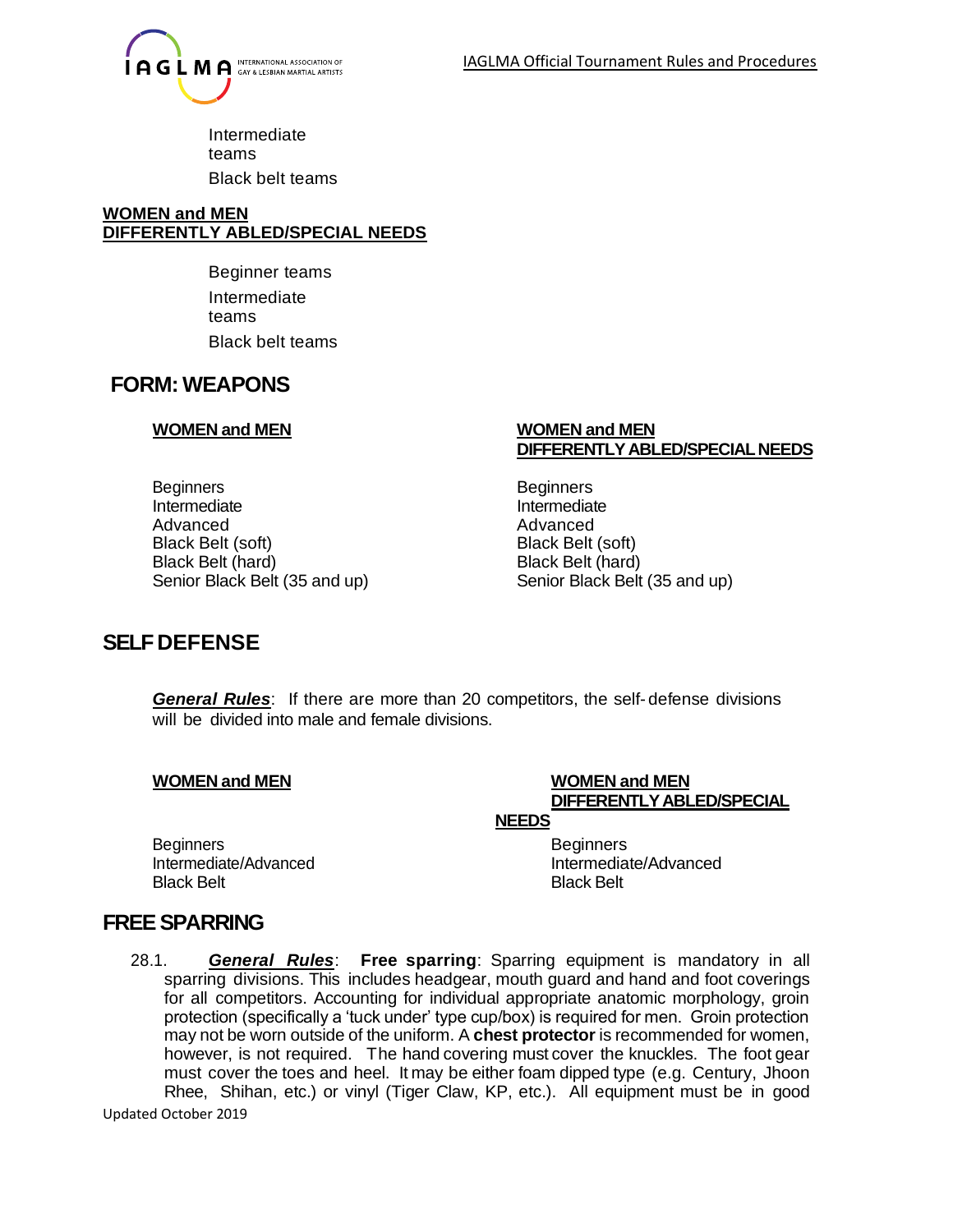Intermediate teams

Black belt teams

**WOMEN and MEN**
**DIFFERENTLY ABLED/SPECIAL NEEDS**

Beginner teams

Intermediate teams

Black belt teams

## FORM: WEAPONS

**WOMEN and MEN**

Beginners
Intermediate
Advanced
Black Belt (soft)
Black Belt (hard)
Senior Black Belt (35 and up)

**WOMEN and MEN**
**DIFFERENTLY ABLED/SPECIAL NEEDS**

Beginners
Intermediate
Advanced
Black Belt (soft)
Black Belt (hard)
Senior Black Belt (35 and up)

## SELF DEFENSE

***General Rules***: If there are more than 20 competitors, the self- defense divisions will be divided into male and female divisions.

**WOMEN and MEN**

Beginners
Intermediate/Advanced
Black Belt

**WOMEN and MEN**
**DIFFERENTLY ABLED/SPECIAL NEEDS**

Beginners
Intermediate/Advanced
Black Belt

## FREE SPARRING

28.1. ***General Rules***: **Free sparring**: Sparring equipment is mandatory in all sparring divisions. This includes headgear, mouth guard and hand and foot coverings for all competitors. Accounting for individual appropriate anatomic morphology, groin protection (specifically a 'tuck under' type cup/box) is required for men. Groin protection may not be worn outside of the uniform. A **chest protector** is recommended for women, however, is not required. The hand covering must cover the knuckles. The foot gear must cover the toes and heel. It may be either foam dipped type (e.g. Century, Jhoon Rhee, Shihan, etc.) or vinyl (Tiger Claw, KP, etc.). All equipment must be in good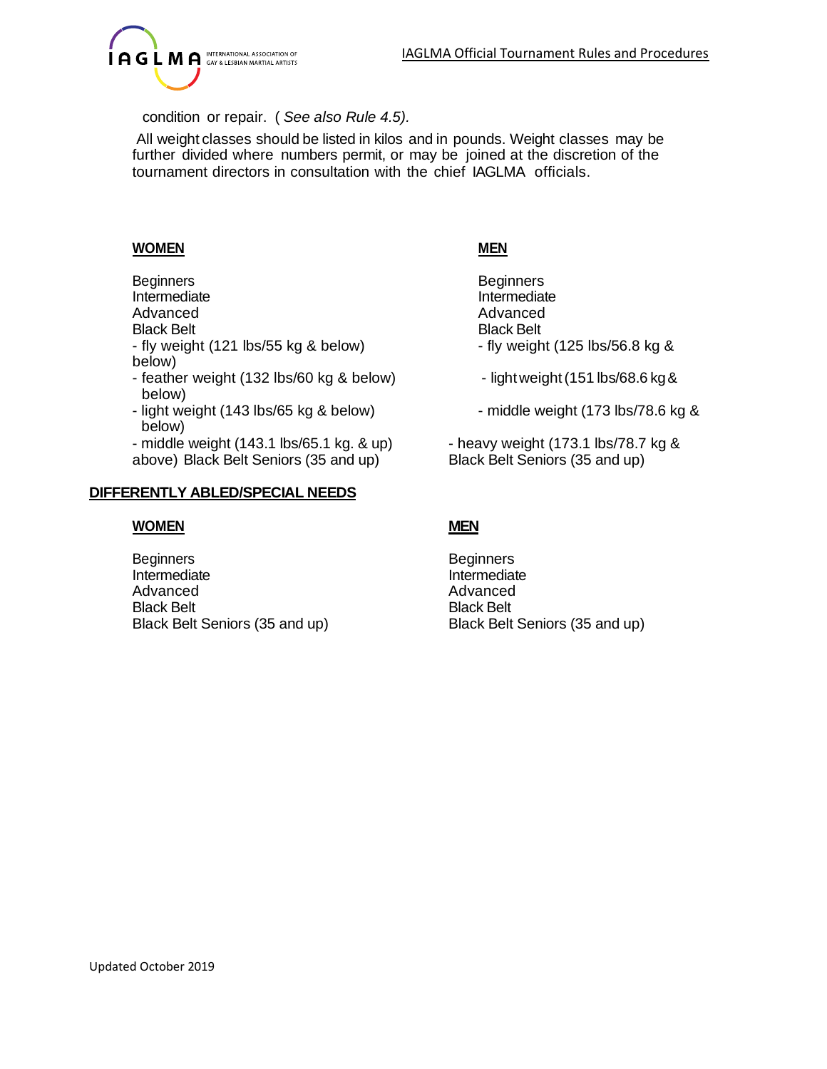condition or repair. ( *See also Rule 4.5).*

All weight classes should be listed in kilos and in pounds. Weight classes may be further divided where numbers permit, or may be joined at the discretion of the tournament directors in consultation with the chief IAGLMA officials.

**WOMEN**

Beginners
Intermediate
Advanced
Black Belt
- fly weight (121 lbs/55 kg & below)
below)
- feather weight (132 lbs/60 kg & below)
  below)
- light weight (143 lbs/65 kg & below)
  below)
- middle weight (143.1 lbs/65.1 kg. & up)
above) Black Belt Seniors (35 and up)

**MEN**

Beginners
Intermediate
Advanced
Black Belt
- fly weight (125 lbs/56.8 kg &
- light weight (151 lbs/68.6 kg &
- middle weight (173 lbs/78.6 kg &
- heavy weight (173.1 lbs/78.7 kg &
Black Belt Seniors (35 and up)

**DIFFERENTLY ABLED/SPECIAL NEEDS**

**WOMEN**

Beginners
Intermediate
Advanced
Black Belt
Black Belt Seniors (35 and up)

**MEN**

Beginners
Intermediate
Advanced
Black Belt
Black Belt Seniors (35 and up)

Updated October 2019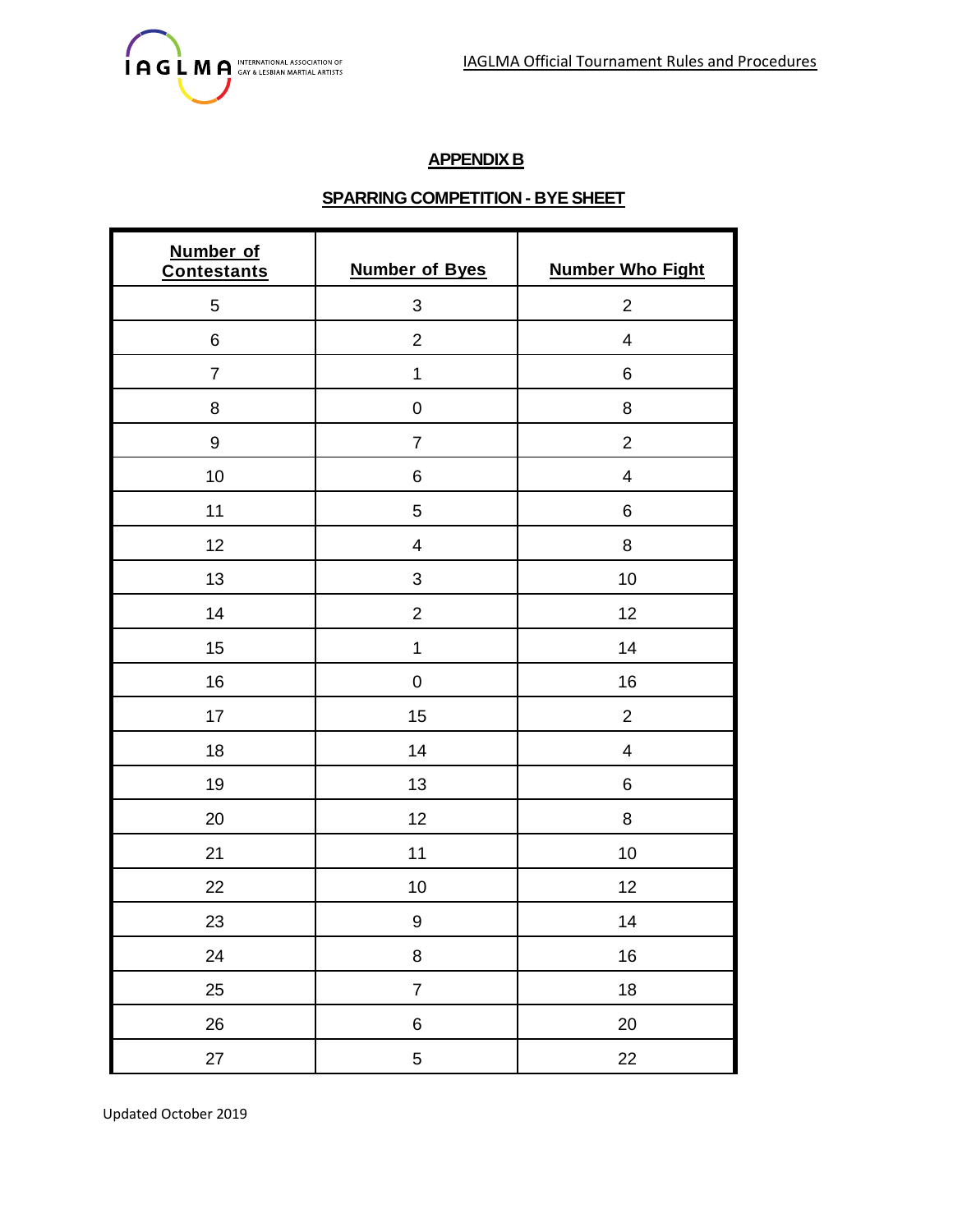## APPENDIX B

## SPARRING COMPETITION - BYE SHEET

| Number of Contestants | Number of Byes | Number Who Fight |
|---|---|---|
| 5 | 3 | 2 |
| 6 | 2 | 4 |
| 7 | 1 | 6 |
| 8 | 0 | 8 |
| 9 | 7 | 2 |
| 10 | 6 | 4 |
| 11 | 5 | 6 |
| 12 | 4 | 8 |
| 13 | 3 | 10 |
| 14 | 2 | 12 |
| 15 | 1 | 14 |
| 16 | 0 | 16 |
| 17 | 15 | 2 |
| 18 | 14 | 4 |
| 19 | 13 | 6 |
| 20 | 12 | 8 |
| 21 | 11 | 10 |
| 22 | 10 | 12 |
| 23 | 9 | 14 |
| 24 | 8 | 16 |
| 25 | 7 | 18 |
| 26 | 6 | 20 |
| 27 | 5 | 22 |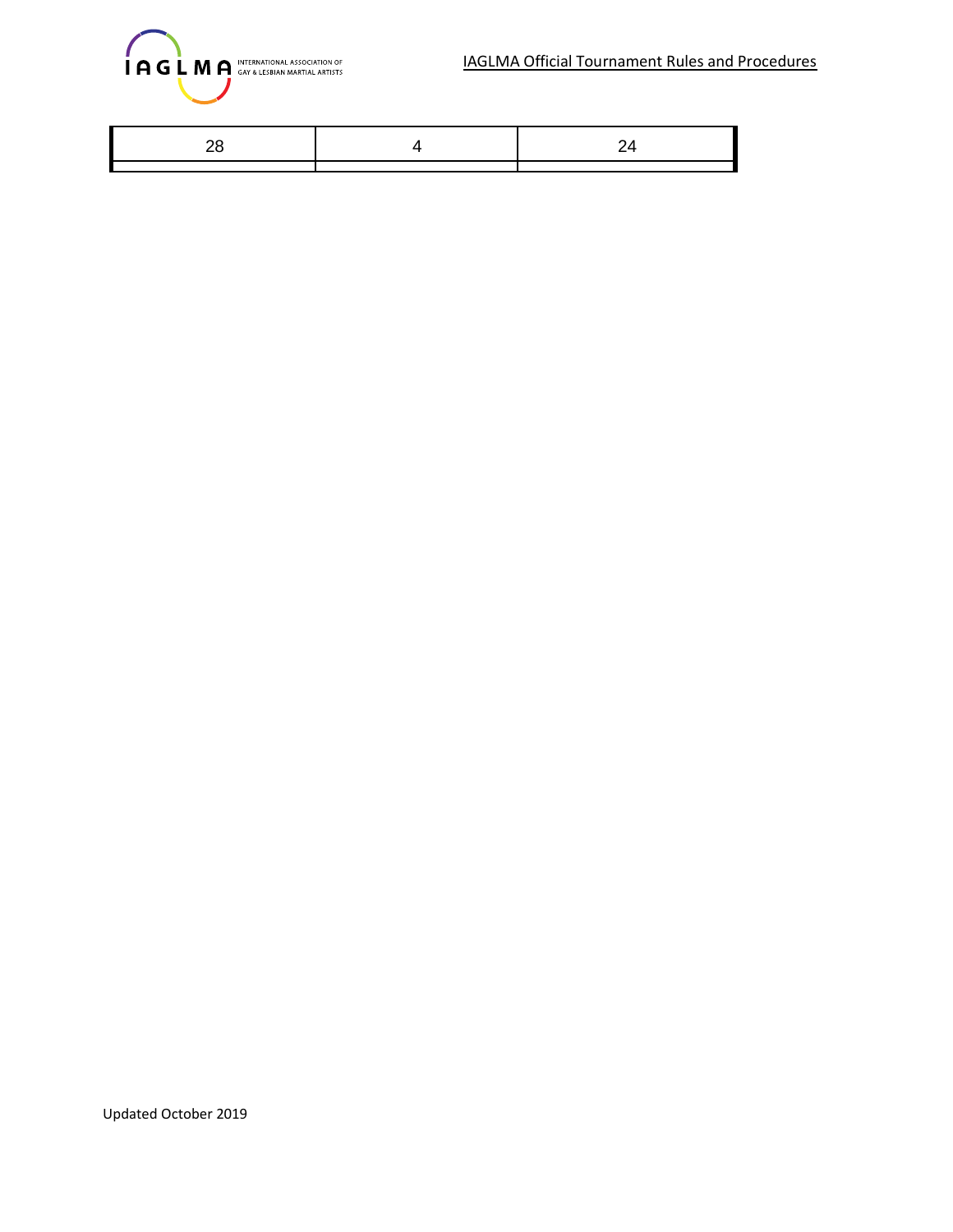| 28 | 4 | 24 |
|---|---|---|
| | | |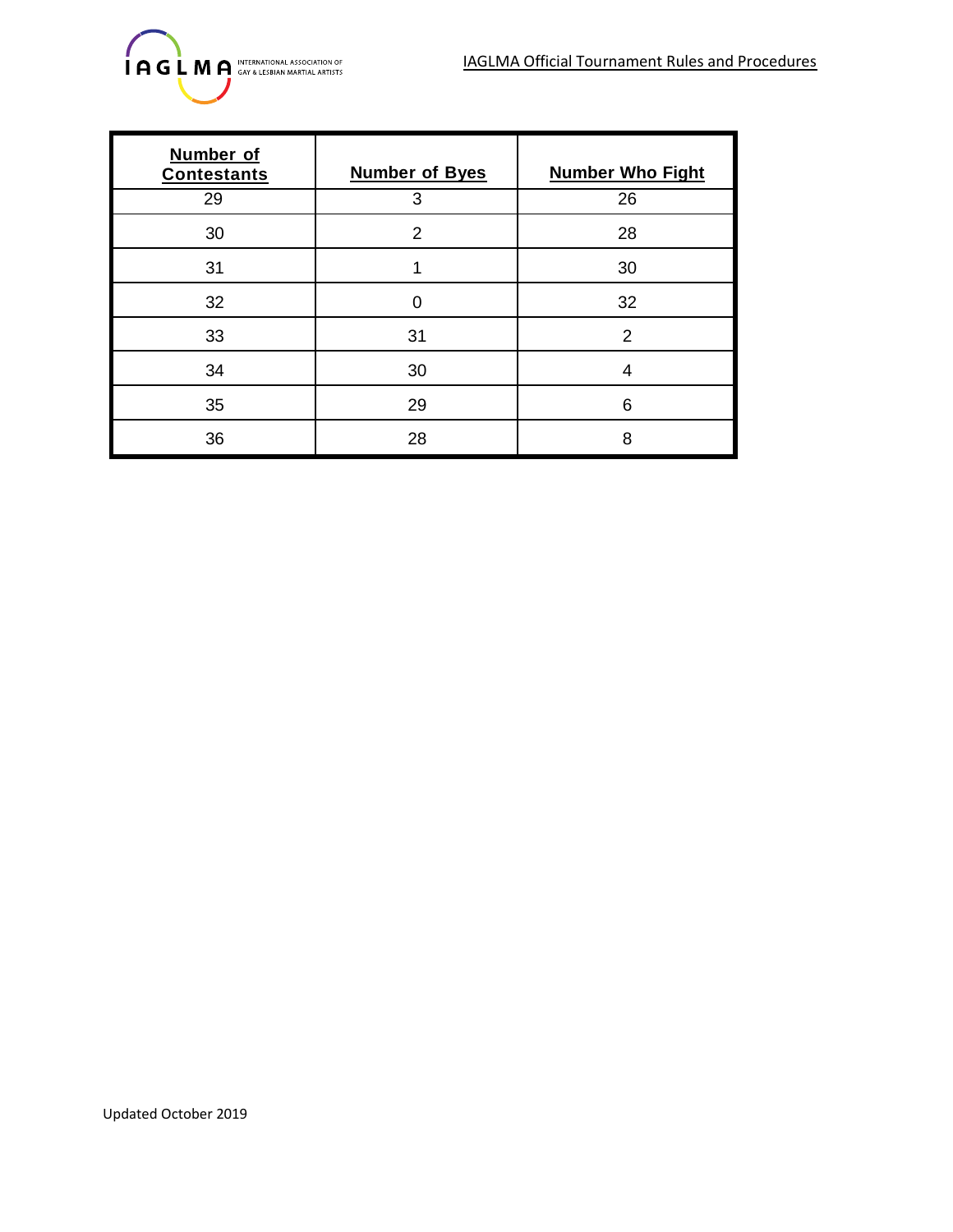| Number of Contestants | Number of Byes | Number Who Fight |
|---|---|---|
| 29 | 3 | 26 |
| 30 | 2 | 28 |
| 31 | 1 | 30 |
| 32 | 0 | 32 |
| 33 | 31 | 2 |
| 34 | 30 | 4 |
| 35 | 29 | 6 |
| 36 | 28 | 8 |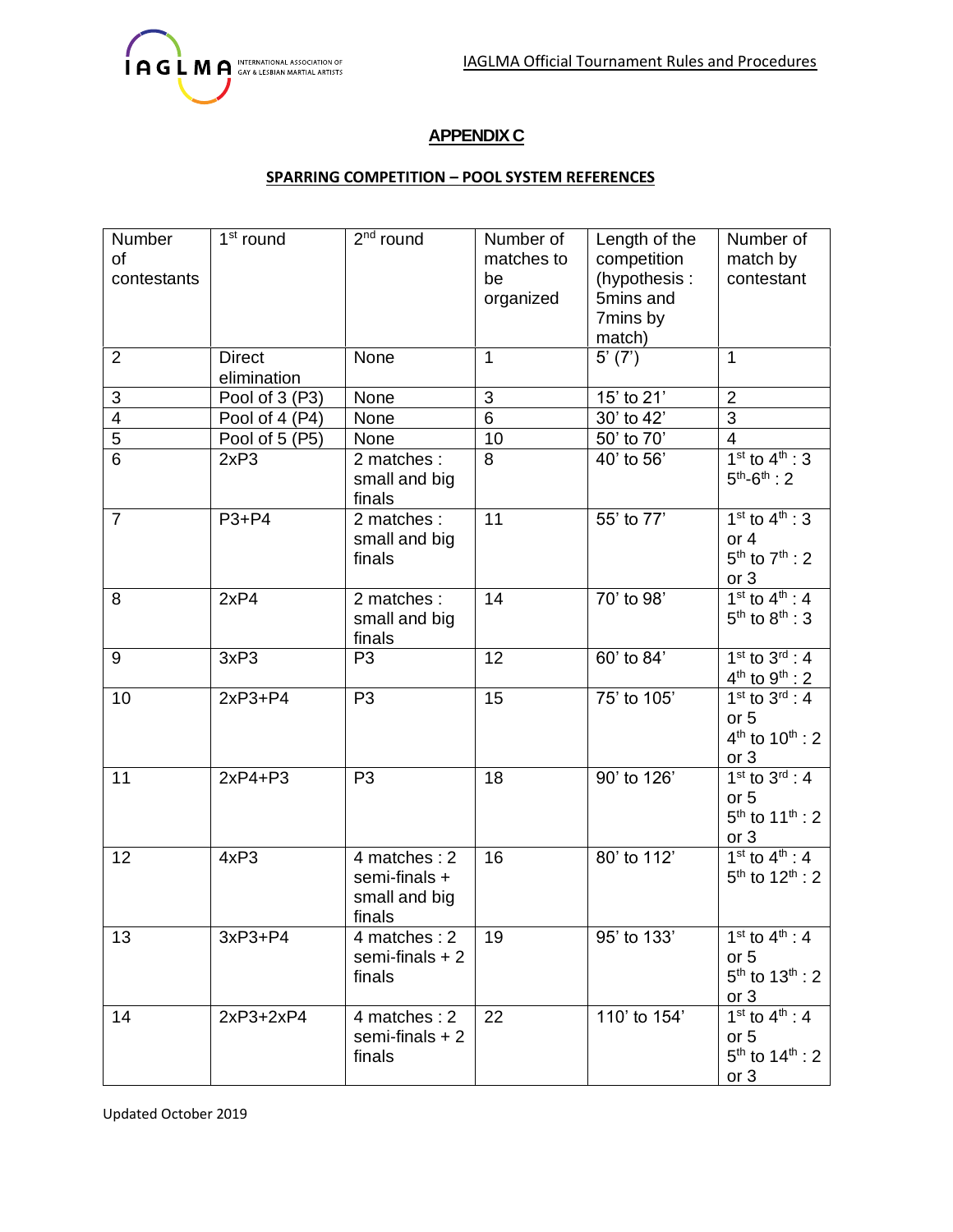# APPENDIX C

## SPARRING COMPETITION – POOL SYSTEM REFERENCES

| Number of contestants | 1st round | 2nd round | Number of matches to be organized | Length of the competition (hypothesis : 5mins and 7mins by match) | Number of match by contestant |
|---|---|---|---|---|---|
| 2 | Direct elimination | None | 1 | 5' (7') | 1 |
| 3 | Pool of 3 (P3) | None | 3 | 15' to 21' | 2 |
| 4 | Pool of 4 (P4) | None | 6 | 30' to 42' | 3 |
| 5 | Pool of 5 (P5) | None | 10 | 50' to 70' | 4 |
| 6 | 2xP3 | 2 matches : small and big finals | 8 | 40' to 56' | 1st to 4th : 3<br>5th-6th : 2 |
| 7 | P3+P4 | 2 matches : small and big finals | 11 | 55' to 77' | 1st to 4th : 3 or 4<br>5th to 7th : 2 or 3 |
| 8 | 2xP4 | 2 matches : small and big finals | 14 | 70' to 98' | 1st to 4th : 4<br>5th to 8th : 3 |
| 9 | 3xP3 | P3 | 12 | 60' to 84' | 1st to 3rd : 4<br>4th to 9th : 2 |
| 10 | 2xP3+P4 | P3 | 15 | 75' to 105' | 1st to 3rd : 4 or 5<br>4th to 10th : 2 or 3 |
| 11 | 2xP4+P3 | P3 | 18 | 90' to 126' | 1st to 3rd : 4 or 5<br>5th to 11th : 2 or 3 |
| 12 | 4xP3 | 4 matches : 2 semi-finals + small and big finals | 16 | 80' to 112' | 1st to 4th : 4<br>5th to 12th : 2 |
| 13 | 3xP3+P4 | 4 matches : 2 semi-finals + 2 finals | 19 | 95' to 133' | 1st to 4th : 4 or 5<br>5th to 13th : 2 or 3 |
| 14 | 2xP3+2xP4 | 4 matches : 2 semi-finals + 2 finals | 22 | 110' to 154' | 1st to 4th : 4 or 5<br>5th to 14th : 2 or 3 |

Updated October 2019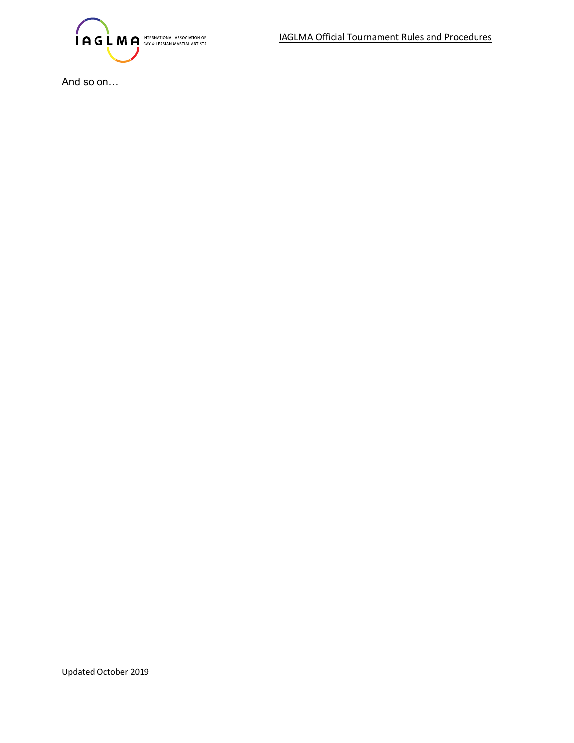And so on…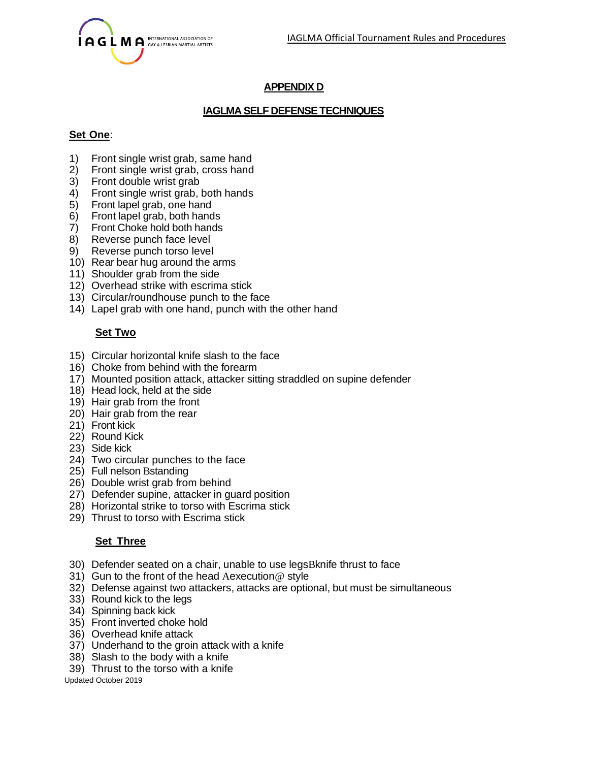## APPENDIX D

## IAGLMA SELF DEFENSE TECHNIQUES

**Set One**:

1) Front single wrist grab, same hand
2) Front single wrist grab, cross hand
3) Front double wrist grab
4) Front single wrist grab, both hands
5) Front lapel grab, one hand
6) Front lapel grab, both hands
7) Front Choke hold both hands
8) Reverse punch face level
9) Reverse punch torso level
10) Rear bear hug around the arms
11) Shoulder grab from the side
12) Overhead strike with escrima stick
13) Circular/roundhouse punch to the face
14) Lapel grab with one hand, punch with the other hand

**Set Two**

15) Circular horizontal knife slash to the face
16) Choke from behind with the forearm
17) Mounted position attack, attacker sitting straddled on supine defender
18) Head lock, held at the side
19) Hair grab from the front
20) Hair grab from the rear
21) Front kick
22) Round Kick
23) Side kick
24) Two circular punches to the face
25) Full nelson Bstanding
26) Double wrist grab from behind
27) Defender supine, attacker in guard position
28) Horizontal strike to torso with Escrima stick
29) Thrust to torso with Escrima stick

**Set Three**

30) Defender seated on a chair, unable to use legsBknife thrust to face
31) Gun to the front of the head Aexecution@ style
32) Defense against two attackers, attacks are optional, but must be simultaneous
33) Round kick to the legs
34) Spinning back kick
35) Front inverted choke hold
36) Overhead knife attack
37) Underhand to the groin attack with a knife
38) Slash to the body with a knife
39) Thrust to the torso with a knife

Updated October 2019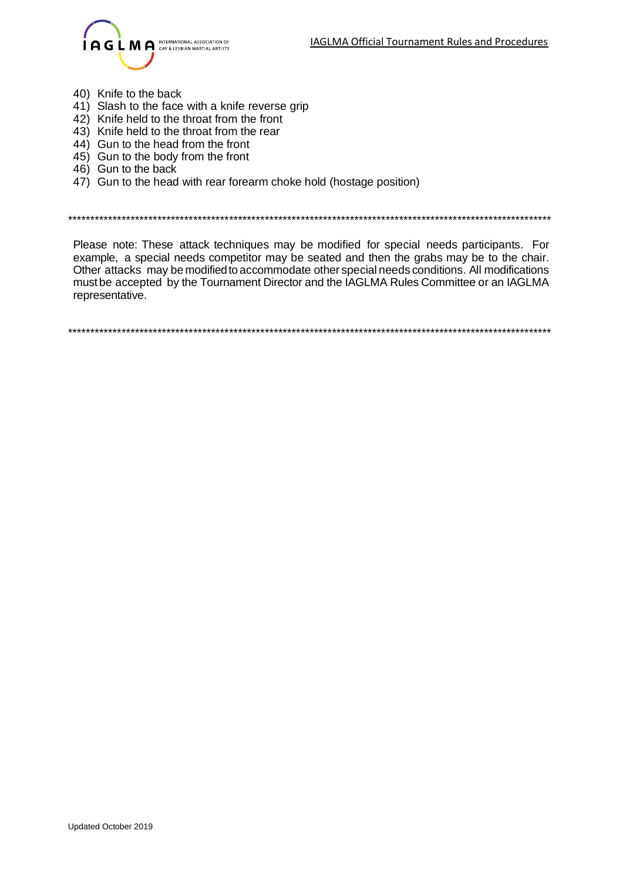40) Knife to the back
41) Slash to the face with a knife reverse grip
42) Knife held to the throat from the front
43) Knife held to the throat from the rear
44) Gun to the head from the front
45) Gun to the body from the front
46) Gun to the back
47) Gun to the head with rear forearm choke hold (hostage position)

***************************************************************************************************************

Please note: These attack techniques may be modified for special needs participants. For example, a special needs competitor may be seated and then the grabs may be to the chair. Other attacks may be modified to accommodate other special needs conditions. All modifications must be accepted by the Tournament Director and the IAGLMA Rules Committee or an IAGLMA representative.

***************************************************************************************************************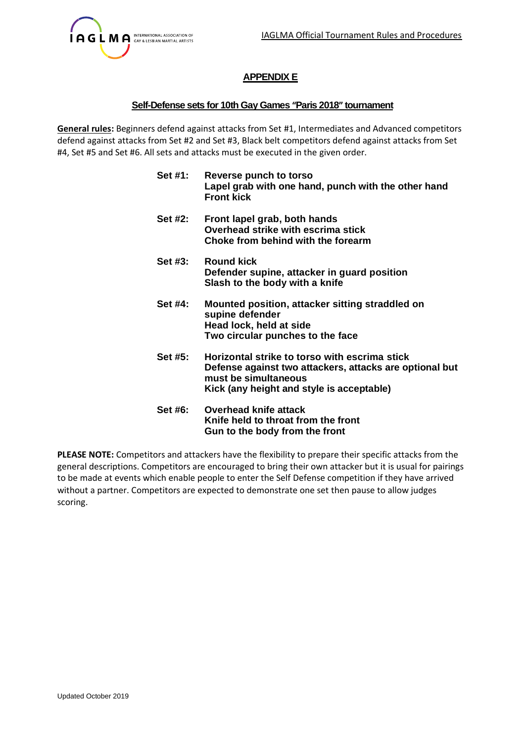## APPENDIX E

### Self-Defense sets for 10th Gay Games "Paris 2018" tournament

**General rules:** Beginners defend against attacks from Set #1, Intermediates and Advanced competitors defend against attacks from Set #2 and Set #3, Black belt competitors defend against attacks from Set #4, Set #5 and Set #6. All sets and attacks must be executed in the given order.

**Set #1:**
- **Reverse punch to torso**
- **Lapel grab with one hand, punch with the other hand**
- **Front kick**

**Set #2:**
- **Front lapel grab, both hands**
- **Overhead strike with escrima stick**
- **Choke from behind with the forearm**

**Set #3:**
- **Round kick**
- **Defender supine, attacker in guard position**
- **Slash to the body with a knife**

**Set #4:**
- **Mounted position, attacker sitting straddled on supine defender**
- **Head lock, held at side**
- **Two circular punches to the face**

**Set #5:**
- **Horizontal strike to torso with escrima stick**
- **Defense against two attackers, attacks are optional but must be simultaneous**
- **Kick (any height and style is acceptable)**

**Set #6:**
- **Overhead knife attack**
- **Knife held to throat from the front**
- **Gun to the body from the front**

**PLEASE NOTE:** Competitors and attackers have the flexibility to prepare their specific attacks from the general descriptions. Competitors are encouraged to bring their own attacker but it is usual for pairings to be made at events which enable people to enter the Self Defense competition if they have arrived without a partner. Competitors are expected to demonstrate one set then pause to allow judges scoring.